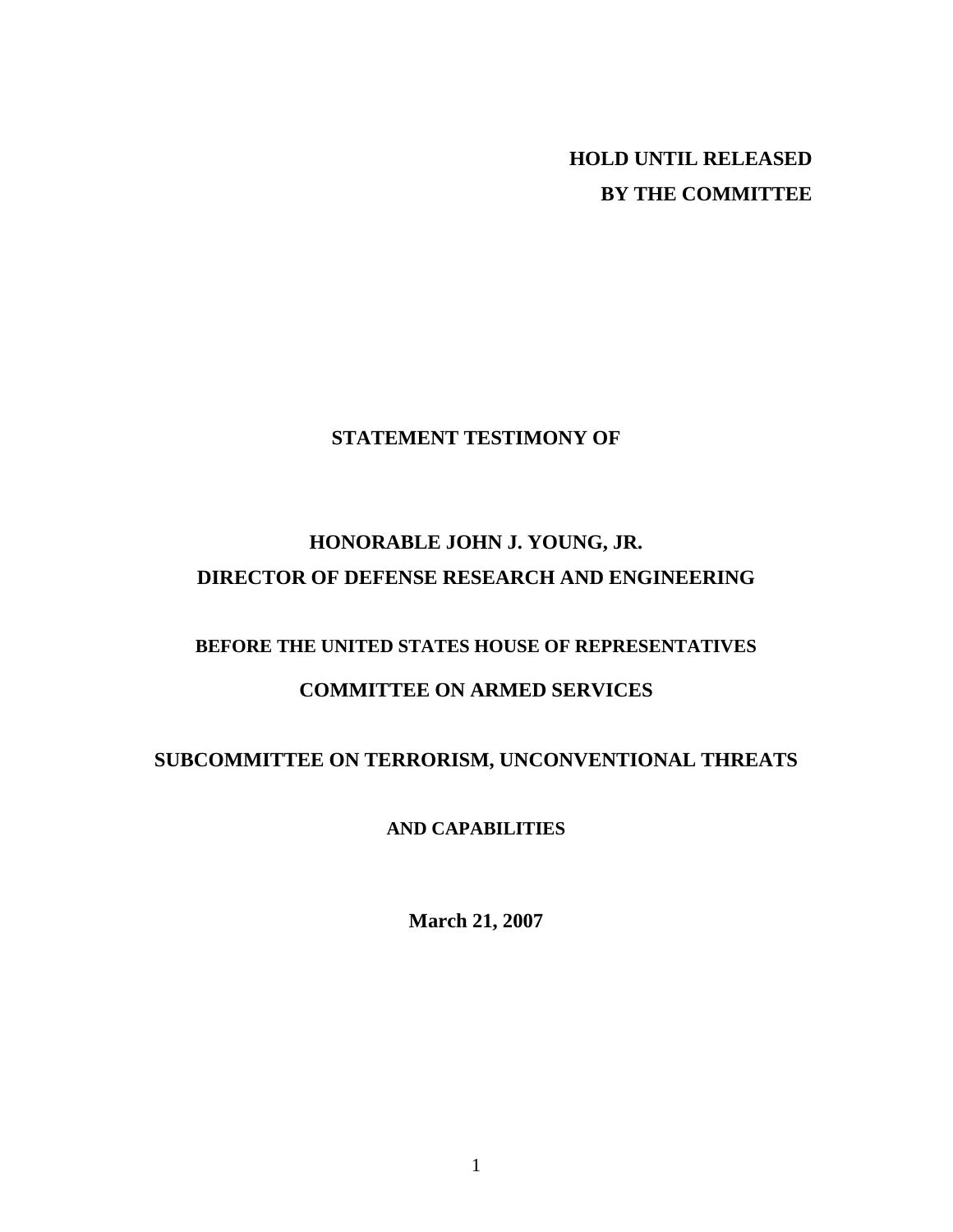**HOLD UNTIL RELEASED**
**BY THE COMMITTEE**

**STATEMENT TESTIMONY OF**

**HONORABLE JOHN J. YOUNG, JR.**
**DIRECTOR OF DEFENSE RESEARCH AND ENGINEERING**

**BEFORE THE UNITED STATES HOUSE OF REPRESENTATIVES**

**COMMITTEE ON ARMED SERVICES**

**SUBCOMMITTEE ON TERRORISM, UNCONVENTIONAL THREATS**

**AND CAPABILITIES**

**March 21, 2007**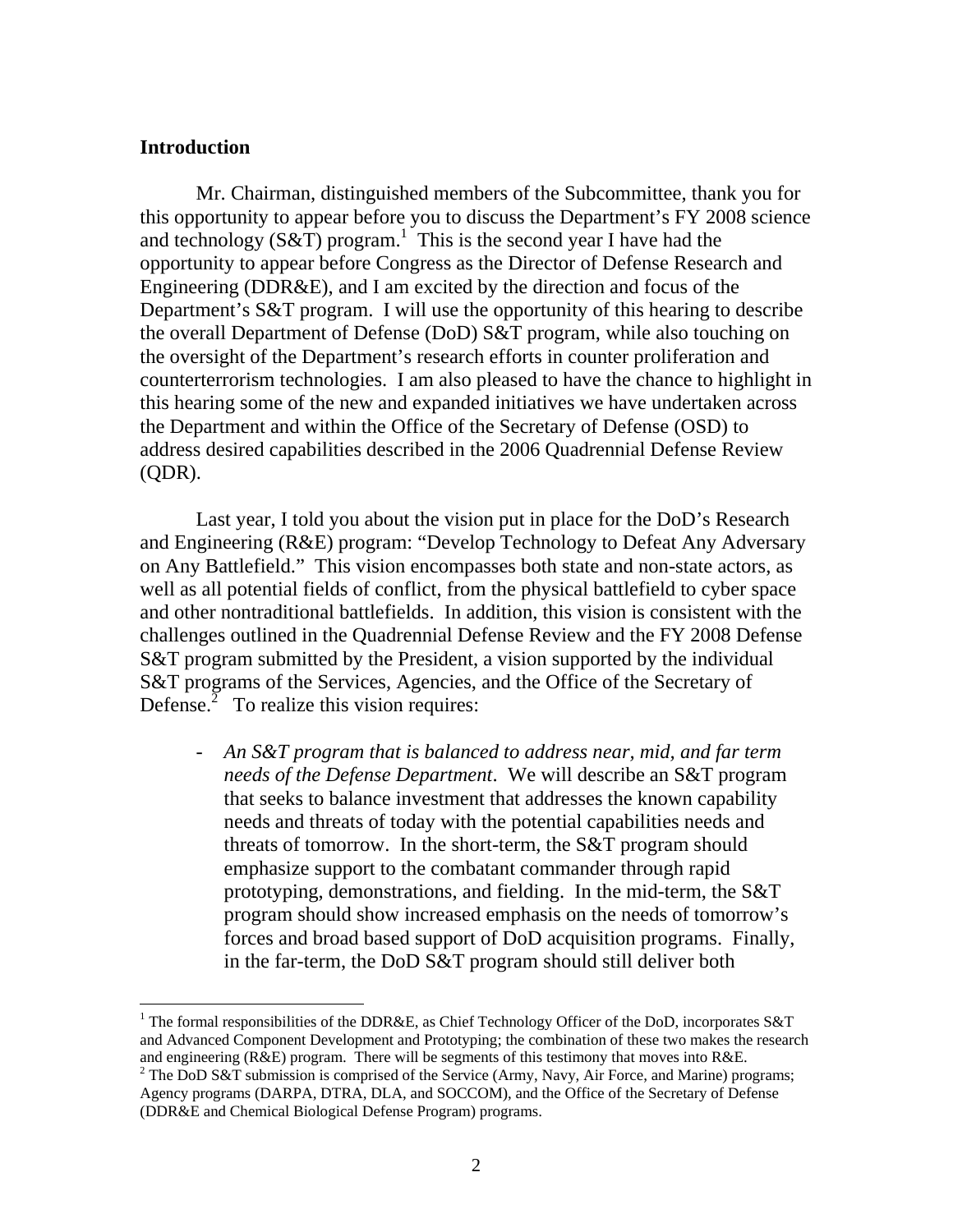## Introduction

Mr. Chairman, distinguished members of the Subcommittee, thank you for this opportunity to appear before you to discuss the Department's FY 2008 science and technology (S&T) program.[1] This is the second year I have had the opportunity to appear before Congress as the Director of Defense Research and Engineering (DDR&E), and I am excited by the direction and focus of the Department's S&T program. I will use the opportunity of this hearing to describe the overall Department of Defense (DoD) S&T program, while also touching on the oversight of the Department's research efforts in counter proliferation and counterterrorism technologies. I am also pleased to have the chance to highlight in this hearing some of the new and expanded initiatives we have undertaken across the Department and within the Office of the Secretary of Defense (OSD) to address desired capabilities described in the 2006 Quadrennial Defense Review (QDR).

Last year, I told you about the vision put in place for the DoD's Research and Engineering (R&E) program: "Develop Technology to Defeat Any Adversary on Any Battlefield." This vision encompasses both state and non-state actors, as well as all potential fields of conflict, from the physical battlefield to cyber space and other nontraditional battlefields. In addition, this vision is consistent with the challenges outlined in the Quadrennial Defense Review and the FY 2008 Defense S&T program submitted by the President, a vision supported by the individual S&T programs of the Services, Agencies, and the Office of the Secretary of Defense.[2] To realize this vision requires:

- *An S&T program that is balanced to address near, mid, and far term needs of the Defense Department*. We will describe an S&T program that seeks to balance investment that addresses the known capability needs and threats of today with the potential capabilities needs and threats of tomorrow. In the short-term, the S&T program should emphasize support to the combatant commander through rapid prototyping, demonstrations, and fielding. In the mid-term, the S&T program should show increased emphasis on the needs of tomorrow's forces and broad based support of DoD acquisition programs. Finally, in the far-term, the DoD S&T program should still deliver both

[1] The formal responsibilities of the DDR&E, as Chief Technology Officer of the DoD, incorporates S&T and Advanced Component Development and Prototyping; the combination of these two makes the research and engineering (R&E) program. There will be segments of this testimony that moves into R&E.

[2] The DoD S&T submission is comprised of the Service (Army, Navy, Air Force, and Marine) programs; Agency programs (DARPA, DTRA, DLA, and SOCCOM), and the Office of the Secretary of Defense (DDR&E and Chemical Biological Defense Program) programs.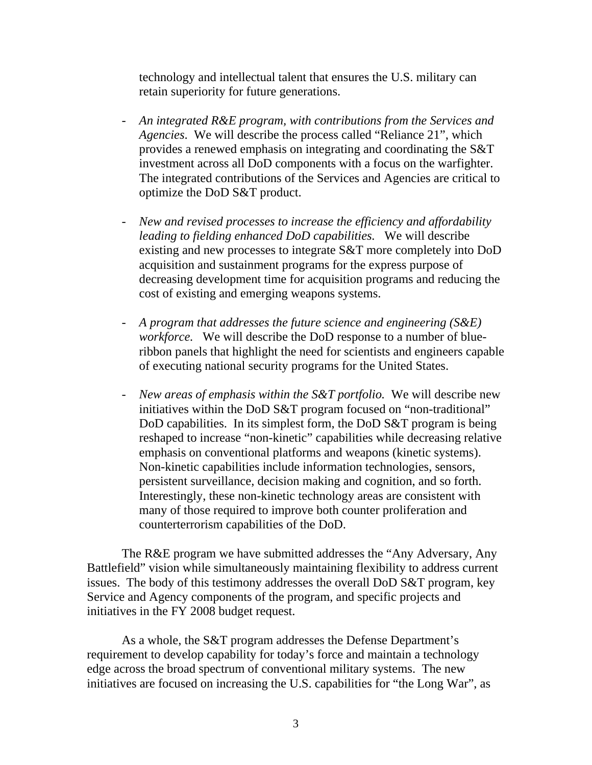technology and intellectual talent that ensures the U.S. military can retain superiority for future generations.

- *An integrated R&E program, with contributions from the Services and Agencies*. We will describe the process called "Reliance 21", which provides a renewed emphasis on integrating and coordinating the S&T investment across all DoD components with a focus on the warfighter. The integrated contributions of the Services and Agencies are critical to optimize the DoD S&T product.

- *New and revised processes to increase the efficiency and affordability leading to fielding enhanced DoD capabilities.* We will describe existing and new processes to integrate S&T more completely into DoD acquisition and sustainment programs for the express purpose of decreasing development time for acquisition programs and reducing the cost of existing and emerging weapons systems.

- *A program that addresses the future science and engineering (S&E) workforce.* We will describe the DoD response to a number of blue-ribbon panels that highlight the need for scientists and engineers capable of executing national security programs for the United States.

- *New areas of emphasis within the S&T portfolio.* We will describe new initiatives within the DoD S&T program focused on "non-traditional" DoD capabilities. In its simplest form, the DoD S&T program is being reshaped to increase "non-kinetic" capabilities while decreasing relative emphasis on conventional platforms and weapons (kinetic systems). Non-kinetic capabilities include information technologies, sensors, persistent surveillance, decision making and cognition, and so forth. Interestingly, these non-kinetic technology areas are consistent with many of those required to improve both counter proliferation and counterterrorism capabilities of the DoD.

The R&E program we have submitted addresses the "Any Adversary, Any Battlefield" vision while simultaneously maintaining flexibility to address current issues. The body of this testimony addresses the overall DoD S&T program, key Service and Agency components of the program, and specific projects and initiatives in the FY 2008 budget request.

As a whole, the S&T program addresses the Defense Department's requirement to develop capability for today's force and maintain a technology edge across the broad spectrum of conventional military systems. The new initiatives are focused on increasing the U.S. capabilities for "the Long War", as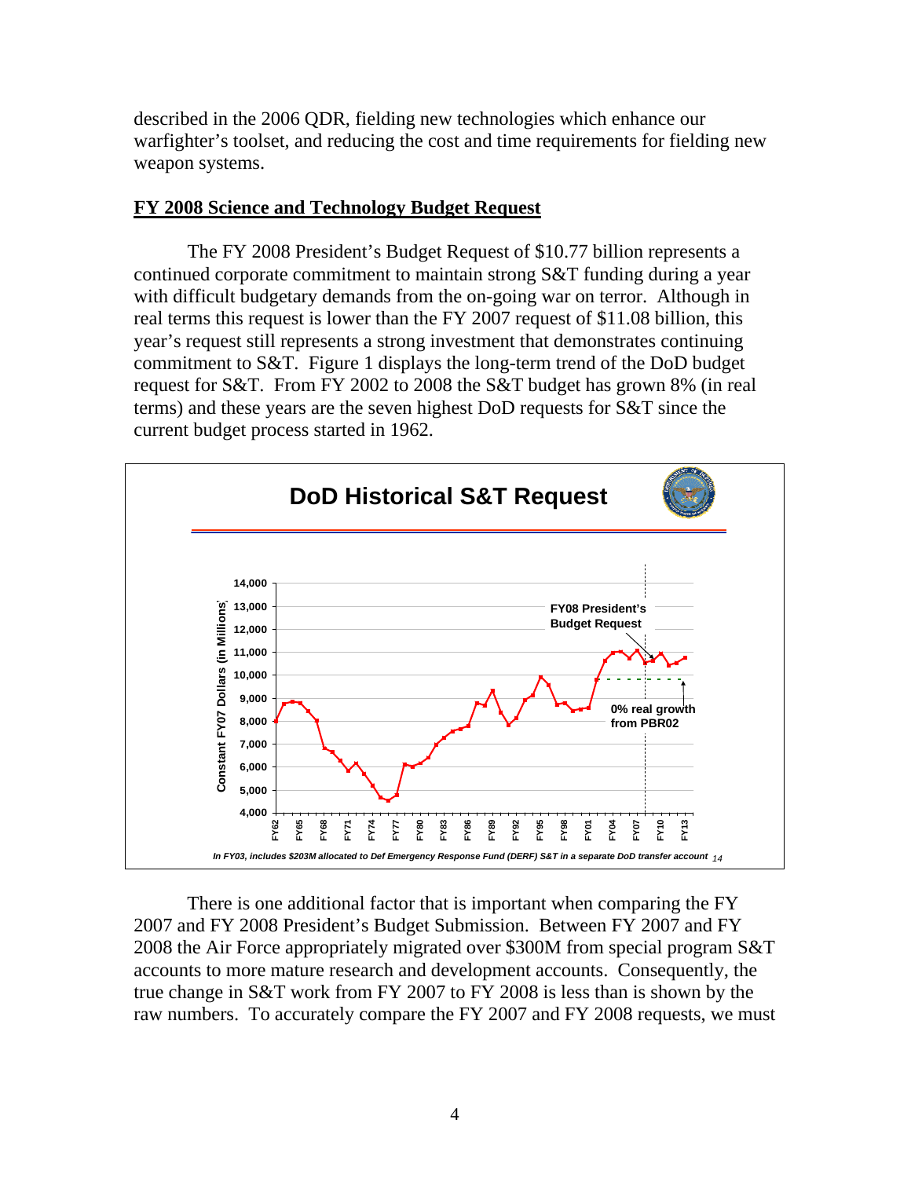described in the 2006 QDR, fielding new technologies which enhance our warfighter's toolset, and reducing the cost and time requirements for fielding new weapon systems.

## FY 2008 Science and Technology Budget Request

The FY 2008 President's Budget Request of \$10.77 billion represents a continued corporate commitment to maintain strong S&T funding during a year with difficult budgetary demands from the on-going war on terror. Although in real terms this request is lower than the FY 2007 request of \$11.08 billion, this year's request still represents a strong investment that demonstrates continuing commitment to S&T. Figure 1 displays the long-term trend of the DoD budget request for S&T. From FY 2002 to 2008 the S&T budget has grown 8% (in real terms) and these years are the seven highest DoD requests for S&T since the current budget process started in 1962.

**DoD Historical S&T Request**

*In FY03, includes \$203M allocated to Def Emergency Response Fund (DERF) S&T in a separate DoD transfer account*

There is one additional factor that is important when comparing the FY 2007 and FY 2008 President's Budget Submission. Between FY 2007 and FY 2008 the Air Force appropriately migrated over \$300M from special program S&T accounts to more mature research and development accounts. Consequently, the true change in S&T work from FY 2007 to FY 2008 is less than is shown by the raw numbers. To accurately compare the FY 2007 and FY 2008 requests, we must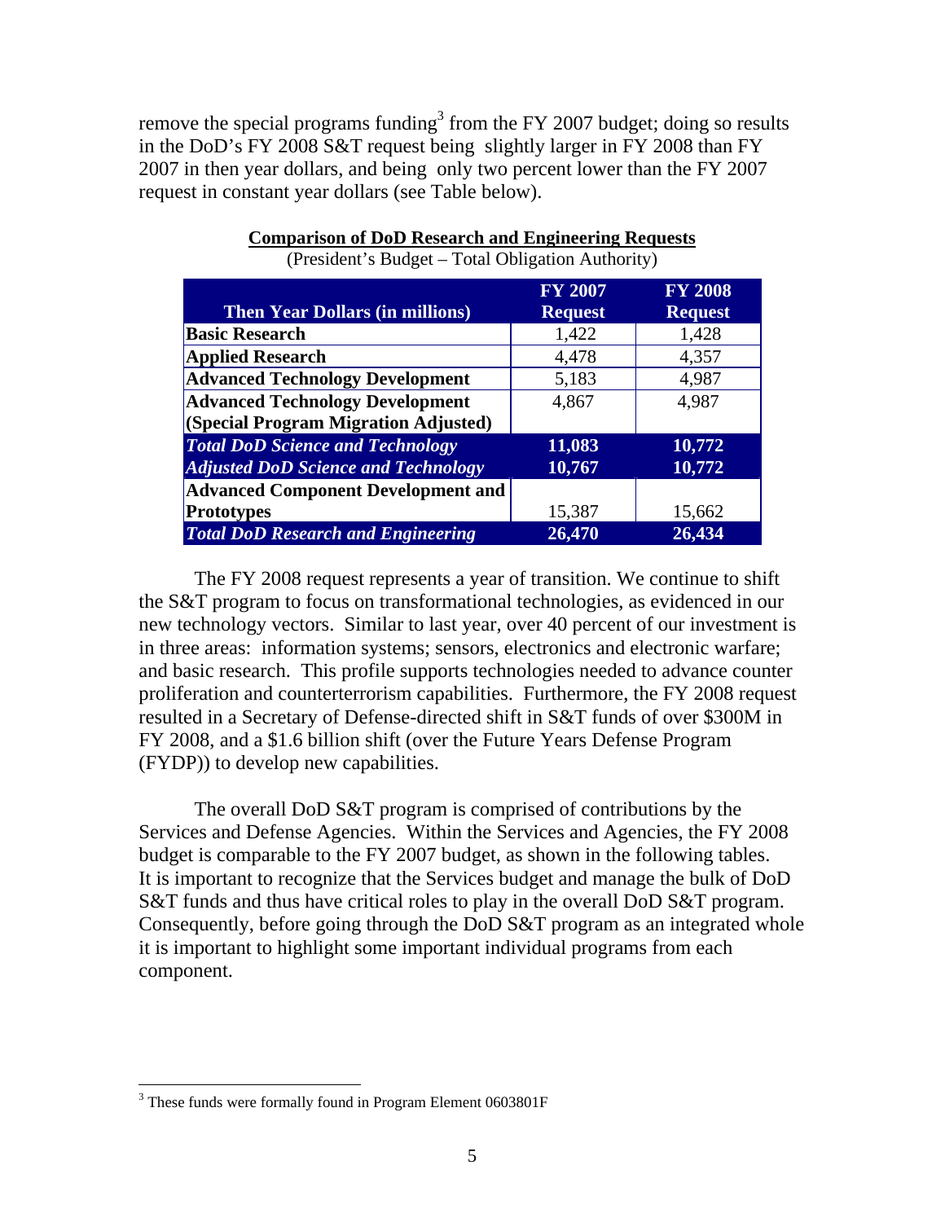remove the special programs funding[3] from the FY 2007 budget; doing so results in the DoD's FY 2008 S&T request being slightly larger in FY 2008 than FY 2007 in then year dollars, and being only two percent lower than the FY 2007 request in constant year dollars (see Table below).

**Comparison of DoD Research and Engineering Requests**

(President's Budget – Total Obligation Authority)

| Then Year Dollars (in millions) | FY 2007 Request | FY 2008 Request |
|---|---|---|
| **Basic Research** | 1,422 | 1,428 |
| **Applied Research** | 4,478 | 4,357 |
| **Advanced Technology Development** | 5,183 | 4,987 |
| **Advanced Technology Development (Special Program Migration Adjusted)** | 4,867 | 4,987 |
| ***Total DoD Science and Technology*** | **11,083** | **10,772** |
| ***Adjusted DoD Science and Technology*** | **10,767** | **10,772** |
| **Advanced Component Development and Prototypes** | 15,387 | 15,662 |
| ***Total DoD Research and Engineering*** | **26,470** | **26,434** |

The FY 2008 request represents a year of transition. We continue to shift the S&T program to focus on transformational technologies, as evidenced in our new technology vectors. Similar to last year, over 40 percent of our investment is in three areas: information systems; sensors, electronics and electronic warfare; and basic research. This profile supports technologies needed to advance counter proliferation and counterterrorism capabilities. Furthermore, the FY 2008 request resulted in a Secretary of Defense-directed shift in S&T funds of over $300M in FY 2008, and a $1.6 billion shift (over the Future Years Defense Program (FYDP)) to develop new capabilities.

The overall DoD S&T program is comprised of contributions by the Services and Defense Agencies. Within the Services and Agencies, the FY 2008 budget is comparable to the FY 2007 budget, as shown in the following tables. It is important to recognize that the Services budget and manage the bulk of DoD S&T funds and thus have critical roles to play in the overall DoD S&T program. Consequently, before going through the DoD S&T program as an integrated whole it is important to highlight some important individual programs from each component.

[3] These funds were formally found in Program Element 0603801F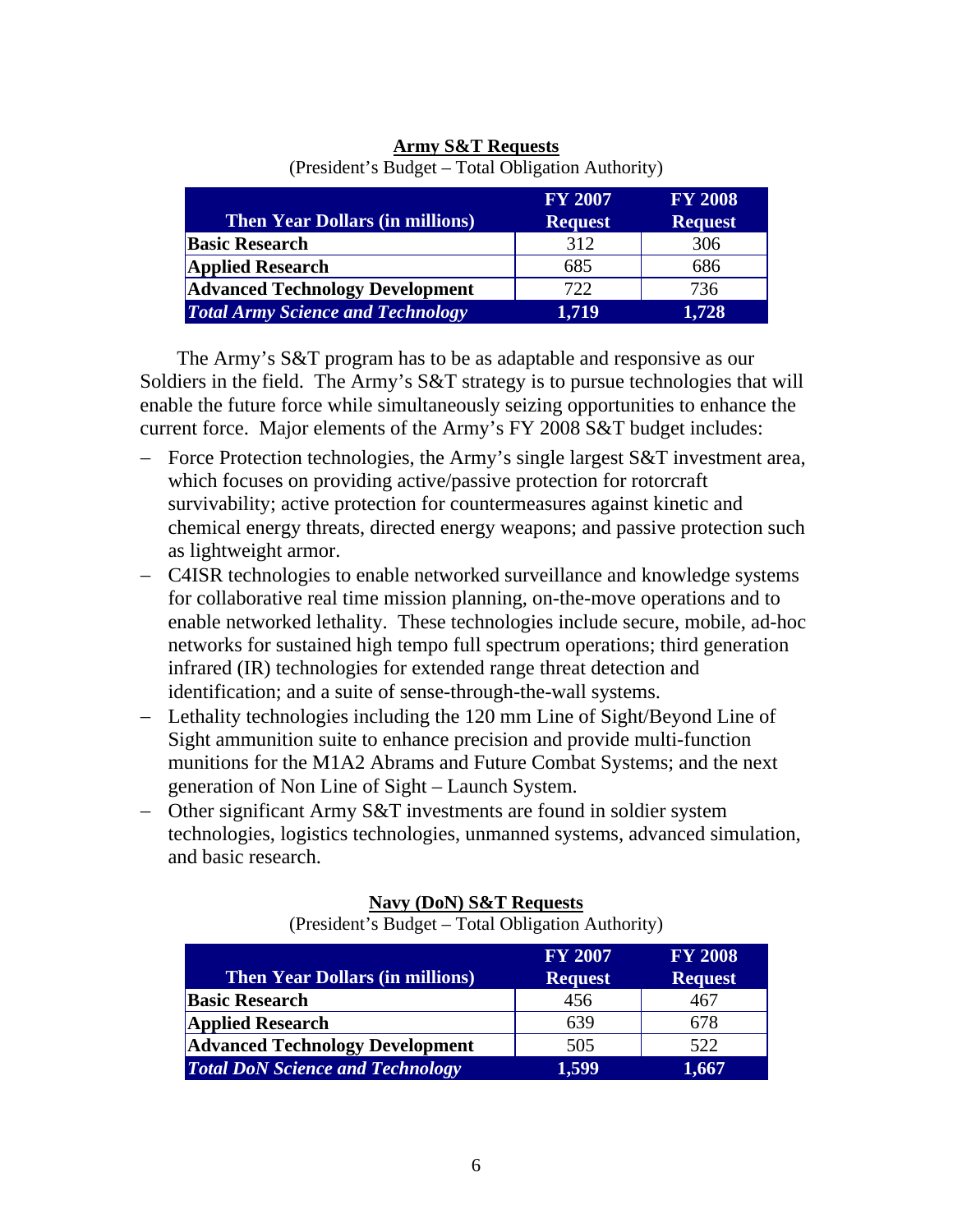**Army S&T Requests**

(President's Budget – Total Obligation Authority)

| Then Year Dollars (in millions) | FY 2007 Request | FY 2008 Request |
|---|---|---|
| **Basic Research** | 312 | 306 |
| **Applied Research** | 685 | 686 |
| **Advanced Technology Development** | 722 | 736 |
| ***Total Army Science and Technology*** | **1,719** | **1,728** |

The Army's S&T program has to be as adaptable and responsive as our Soldiers in the field. The Army's S&T strategy is to pursue technologies that will enable the future force while simultaneously seizing opportunities to enhance the current force. Major elements of the Army's FY 2008 S&T budget includes:

- Force Protection technologies, the Army's single largest S&T investment area, which focuses on providing active/passive protection for rotorcraft survivability; active protection for countermeasures against kinetic and chemical energy threats, directed energy weapons; and passive protection such as lightweight armor.
- C4ISR technologies to enable networked surveillance and knowledge systems for collaborative real time mission planning, on-the-move operations and to enable networked lethality. These technologies include secure, mobile, ad-hoc networks for sustained high tempo full spectrum operations; third generation infrared (IR) technologies for extended range threat detection and identification; and a suite of sense-through-the-wall systems.
- Lethality technologies including the 120 mm Line of Sight/Beyond Line of Sight ammunition suite to enhance precision and provide multi-function munitions for the M1A2 Abrams and Future Combat Systems; and the next generation of Non Line of Sight – Launch System.
- Other significant Army S&T investments are found in soldier system technologies, logistics technologies, unmanned systems, advanced simulation, and basic research.

**Navy (DoN) S&T Requests**

(President's Budget – Total Obligation Authority)

| Then Year Dollars (in millions) | FY 2007 Request | FY 2008 Request |
|---|---|---|
| **Basic Research** | 456 | 467 |
| **Applied Research** | 639 | 678 |
| **Advanced Technology Development** | 505 | 522 |
| ***Total DoN Science and Technology*** | **1,599** | **1,667** |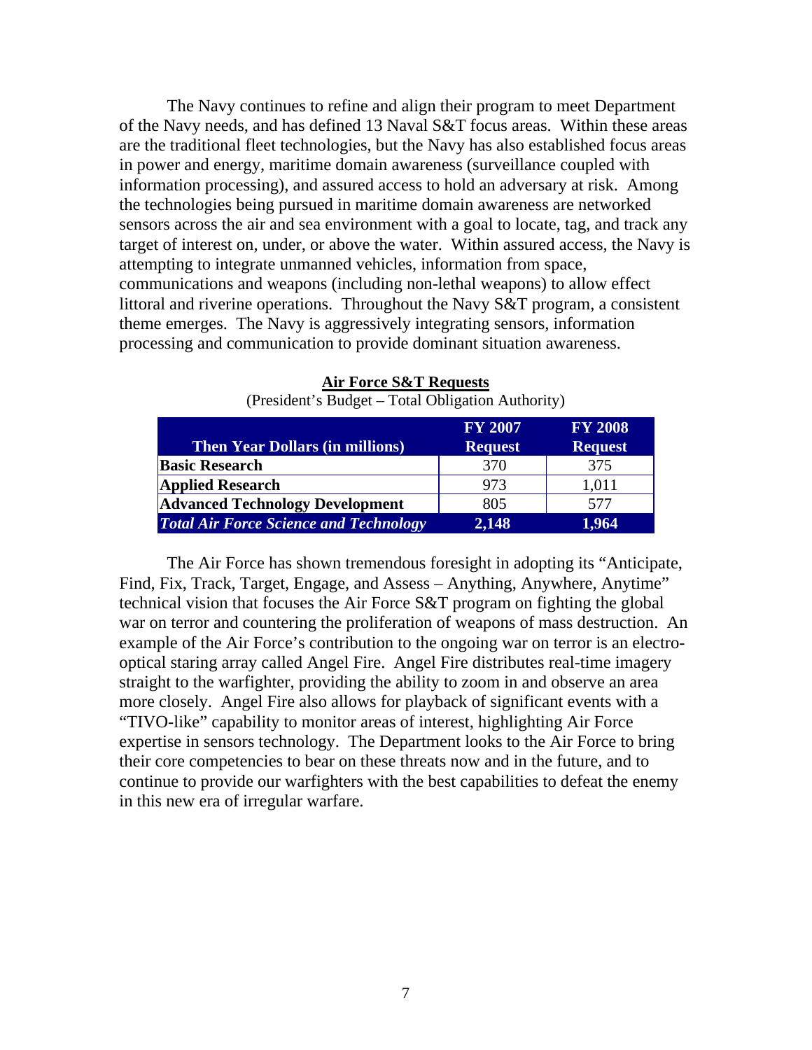The Navy continues to refine and align their program to meet Department of the Navy needs, and has defined 13 Naval S&T focus areas. Within these areas are the traditional fleet technologies, but the Navy has also established focus areas in power and energy, maritime domain awareness (surveillance coupled with information processing), and assured access to hold an adversary at risk. Among the technologies being pursued in maritime domain awareness are networked sensors across the air and sea environment with a goal to locate, tag, and track any target of interest on, under, or above the water. Within assured access, the Navy is attempting to integrate unmanned vehicles, information from space, communications and weapons (including non-lethal weapons) to allow effect littoral and riverine operations. Throughout the Navy S&T program, a consistent theme emerges. The Navy is aggressively integrating sensors, information processing and communication to provide dominant situation awareness.

**Air Force S&T Requests**

(President's Budget – Total Obligation Authority)

| Then Year Dollars (in millions) | FY 2007 Request | FY 2008 Request |
|---|---|---|
| **Basic Research** | 370 | 375 |
| **Applied Research** | 973 | 1,011 |
| **Advanced Technology Development** | 805 | 577 |
| ***Total Air Force Science and Technology*** | **2,148** | **1,964** |

The Air Force has shown tremendous foresight in adopting its "Anticipate, Find, Fix, Track, Target, Engage, and Assess – Anything, Anywhere, Anytime" technical vision that focuses the Air Force S&T program on fighting the global war on terror and countering the proliferation of weapons of mass destruction. An example of the Air Force's contribution to the ongoing war on terror is an electro-optical staring array called Angel Fire. Angel Fire distributes real-time imagery straight to the warfighter, providing the ability to zoom in and observe an area more closely. Angel Fire also allows for playback of significant events with a "TIVO-like" capability to monitor areas of interest, highlighting Air Force expertise in sensors technology. The Department looks to the Air Force to bring their core competencies to bear on these threats now and in the future, and to continue to provide our warfighters with the best capabilities to defeat the enemy in this new era of irregular warfare.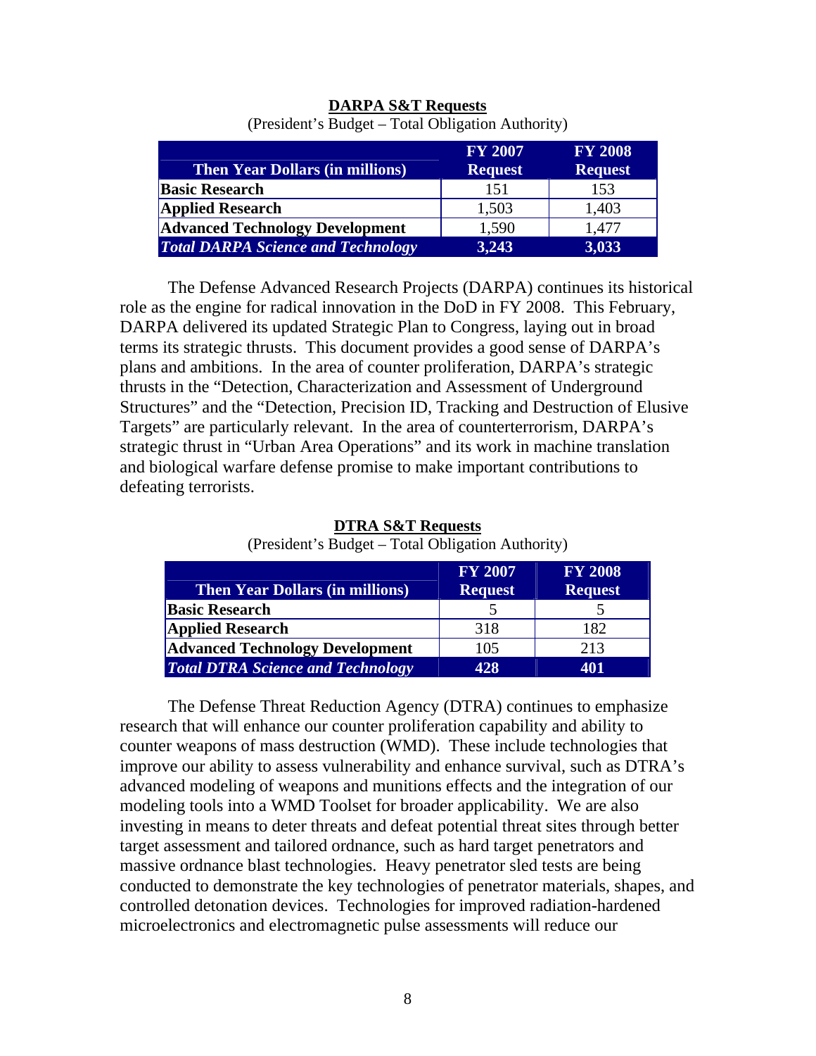**DARPA S&T Requests**

(President's Budget – Total Obligation Authority)

| Then Year Dollars (in millions) | FY 2007 Request | FY 2008 Request |
|---|---|---|
| **Basic Research** | 151 | 153 |
| **Applied Research** | 1,503 | 1,403 |
| **Advanced Technology Development** | 1,590 | 1,477 |
| ***Total DARPA Science and Technology*** | **3,243** | **3,033** |

The Defense Advanced Research Projects (DARPA) continues its historical role as the engine for radical innovation in the DoD in FY 2008. This February, DARPA delivered its updated Strategic Plan to Congress, laying out in broad terms its strategic thrusts. This document provides a good sense of DARPA's plans and ambitions. In the area of counter proliferation, DARPA's strategic thrusts in the "Detection, Characterization and Assessment of Underground Structures" and the "Detection, Precision ID, Tracking and Destruction of Elusive Targets" are particularly relevant. In the area of counterterrorism, DARPA's strategic thrust in "Urban Area Operations" and its work in machine translation and biological warfare defense promise to make important contributions to defeating terrorists.

**DTRA S&T Requests**

(President's Budget – Total Obligation Authority)

| Then Year Dollars (in millions) | FY 2007 Request | FY 2008 Request |
|---|---|---|
| **Basic Research** | 5 | 5 |
| **Applied Research** | 318 | 182 |
| **Advanced Technology Development** | 105 | 213 |
| ***Total DTRA Science and Technology*** | **428** | **401** |

The Defense Threat Reduction Agency (DTRA) continues to emphasize research that will enhance our counter proliferation capability and ability to counter weapons of mass destruction (WMD). These include technologies that improve our ability to assess vulnerability and enhance survival, such as DTRA's advanced modeling of weapons and munitions effects and the integration of our modeling tools into a WMD Toolset for broader applicability. We are also investing in means to deter threats and defeat potential threat sites through better target assessment and tailored ordnance, such as hard target penetrators and massive ordnance blast technologies. Heavy penetrator sled tests are being conducted to demonstrate the key technologies of penetrator materials, shapes, and controlled detonation devices. Technologies for improved radiation-hardened microelectronics and electromagnetic pulse assessments will reduce our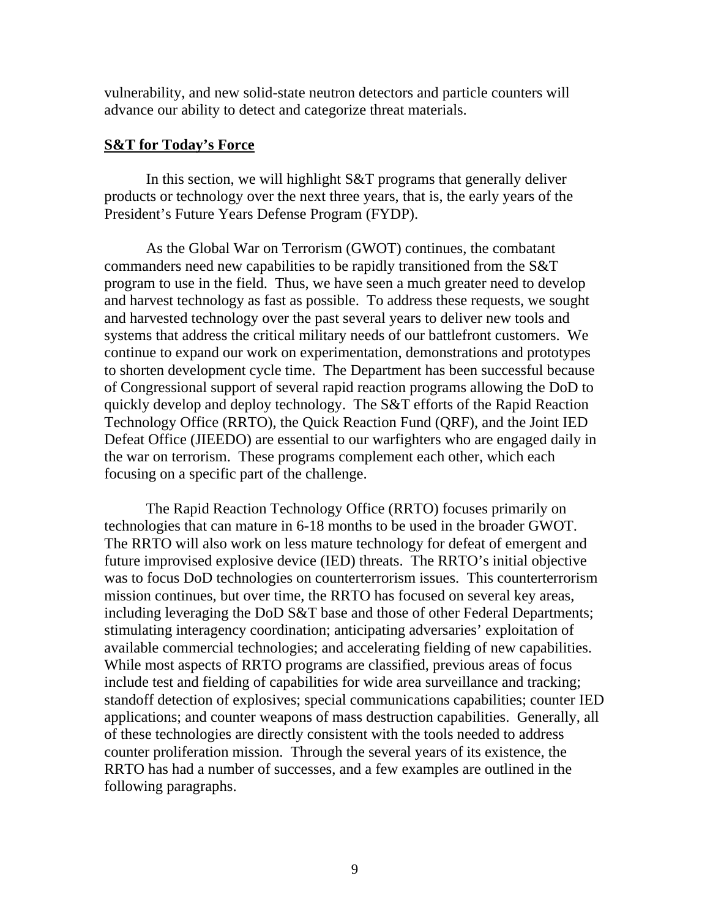vulnerability, and new solid-state neutron detectors and particle counters will advance our ability to detect and categorize threat materials.

## S&T for Today's Force

In this section, we will highlight S&T programs that generally deliver products or technology over the next three years, that is, the early years of the President's Future Years Defense Program (FYDP).

As the Global War on Terrorism (GWOT) continues, the combatant commanders need new capabilities to be rapidly transitioned from the S&T program to use in the field. Thus, we have seen a much greater need to develop and harvest technology as fast as possible. To address these requests, we sought and harvested technology over the past several years to deliver new tools and systems that address the critical military needs of our battlefront customers. We continue to expand our work on experimentation, demonstrations and prototypes to shorten development cycle time. The Department has been successful because of Congressional support of several rapid reaction programs allowing the DoD to quickly develop and deploy technology. The S&T efforts of the Rapid Reaction Technology Office (RRTO), the Quick Reaction Fund (QRF), and the Joint IED Defeat Office (JIEEDO) are essential to our warfighters who are engaged daily in the war on terrorism. These programs complement each other, which each focusing on a specific part of the challenge.

The Rapid Reaction Technology Office (RRTO) focuses primarily on technologies that can mature in 6-18 months to be used in the broader GWOT. The RRTO will also work on less mature technology for defeat of emergent and future improvised explosive device (IED) threats. The RRTO's initial objective was to focus DoD technologies on counterterrorism issues. This counterterrorism mission continues, but over time, the RRTO has focused on several key areas, including leveraging the DoD S&T base and those of other Federal Departments; stimulating interagency coordination; anticipating adversaries' exploitation of available commercial technologies; and accelerating fielding of new capabilities. While most aspects of RRTO programs are classified, previous areas of focus include test and fielding of capabilities for wide area surveillance and tracking; standoff detection of explosives; special communications capabilities; counter IED applications; and counter weapons of mass destruction capabilities. Generally, all of these technologies are directly consistent with the tools needed to address counter proliferation mission. Through the several years of its existence, the RRTO has had a number of successes, and a few examples are outlined in the following paragraphs.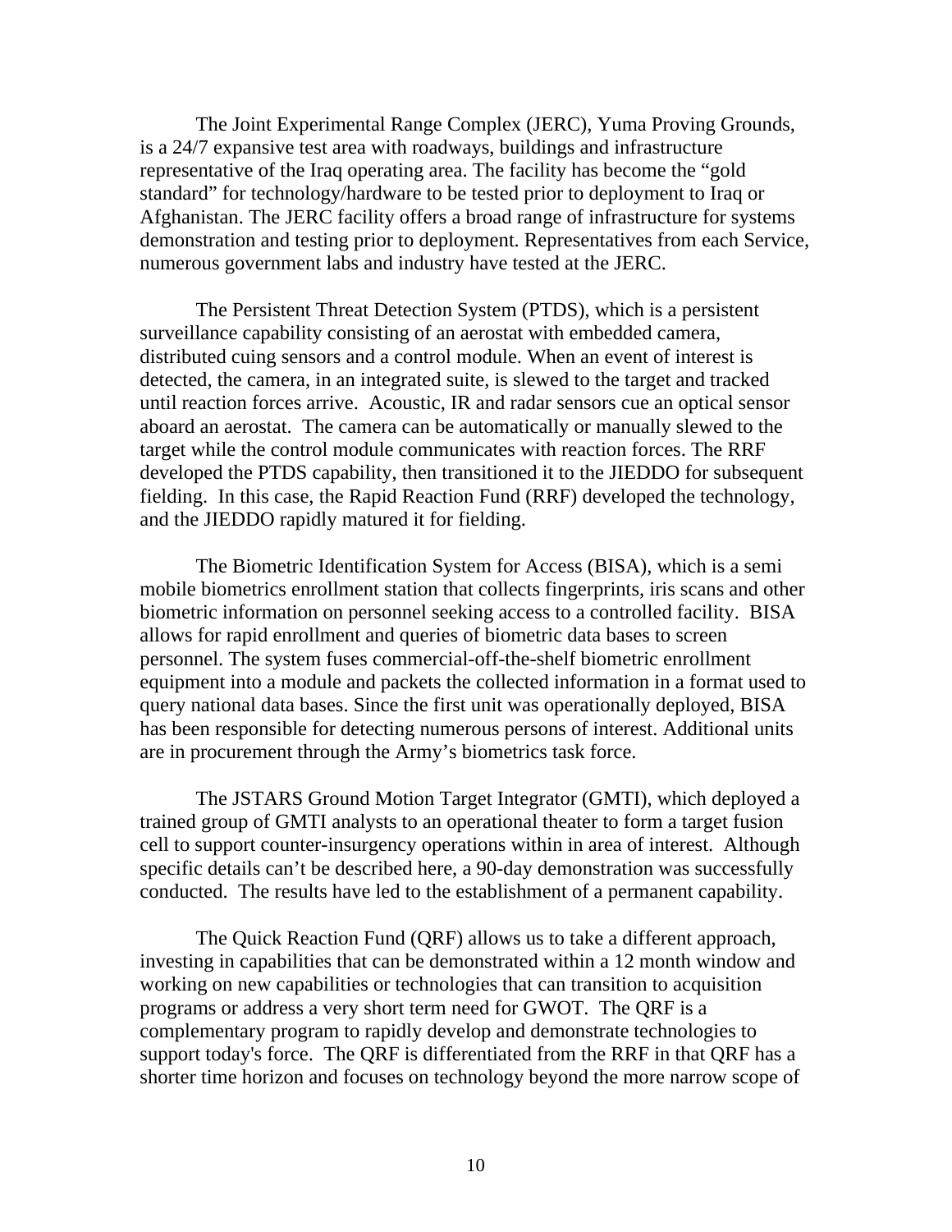The Joint Experimental Range Complex (JERC), Yuma Proving Grounds, is a 24/7 expansive test area with roadways, buildings and infrastructure representative of the Iraq operating area. The facility has become the "gold standard" for technology/hardware to be tested prior to deployment to Iraq or Afghanistan. The JERC facility offers a broad range of infrastructure for systems demonstration and testing prior to deployment. Representatives from each Service, numerous government labs and industry have tested at the JERC.

The Persistent Threat Detection System (PTDS), which is a persistent surveillance capability consisting of an aerostat with embedded camera, distributed cuing sensors and a control module. When an event of interest is detected, the camera, in an integrated suite, is slewed to the target and tracked until reaction forces arrive. Acoustic, IR and radar sensors cue an optical sensor aboard an aerostat. The camera can be automatically or manually slewed to the target while the control module communicates with reaction forces. The RRF developed the PTDS capability, then transitioned it to the JIEDDO for subsequent fielding. In this case, the Rapid Reaction Fund (RRF) developed the technology, and the JIEDDO rapidly matured it for fielding.

The Biometric Identification System for Access (BISA), which is a semi mobile biometrics enrollment station that collects fingerprints, iris scans and other biometric information on personnel seeking access to a controlled facility. BISA allows for rapid enrollment and queries of biometric data bases to screen personnel. The system fuses commercial-off-the-shelf biometric enrollment equipment into a module and packets the collected information in a format used to query national data bases. Since the first unit was operationally deployed, BISA has been responsible for detecting numerous persons of interest. Additional units are in procurement through the Army's biometrics task force.

The JSTARS Ground Motion Target Integrator (GMTI), which deployed a trained group of GMTI analysts to an operational theater to form a target fusion cell to support counter-insurgency operations within in area of interest. Although specific details can't be described here, a 90-day demonstration was successfully conducted. The results have led to the establishment of a permanent capability.

The Quick Reaction Fund (QRF) allows us to take a different approach, investing in capabilities that can be demonstrated within a 12 month window and working on new capabilities or technologies that can transition to acquisition programs or address a very short term need for GWOT. The QRF is a complementary program to rapidly develop and demonstrate technologies to support today's force. The QRF is differentiated from the RRF in that QRF has a shorter time horizon and focuses on technology beyond the more narrow scope of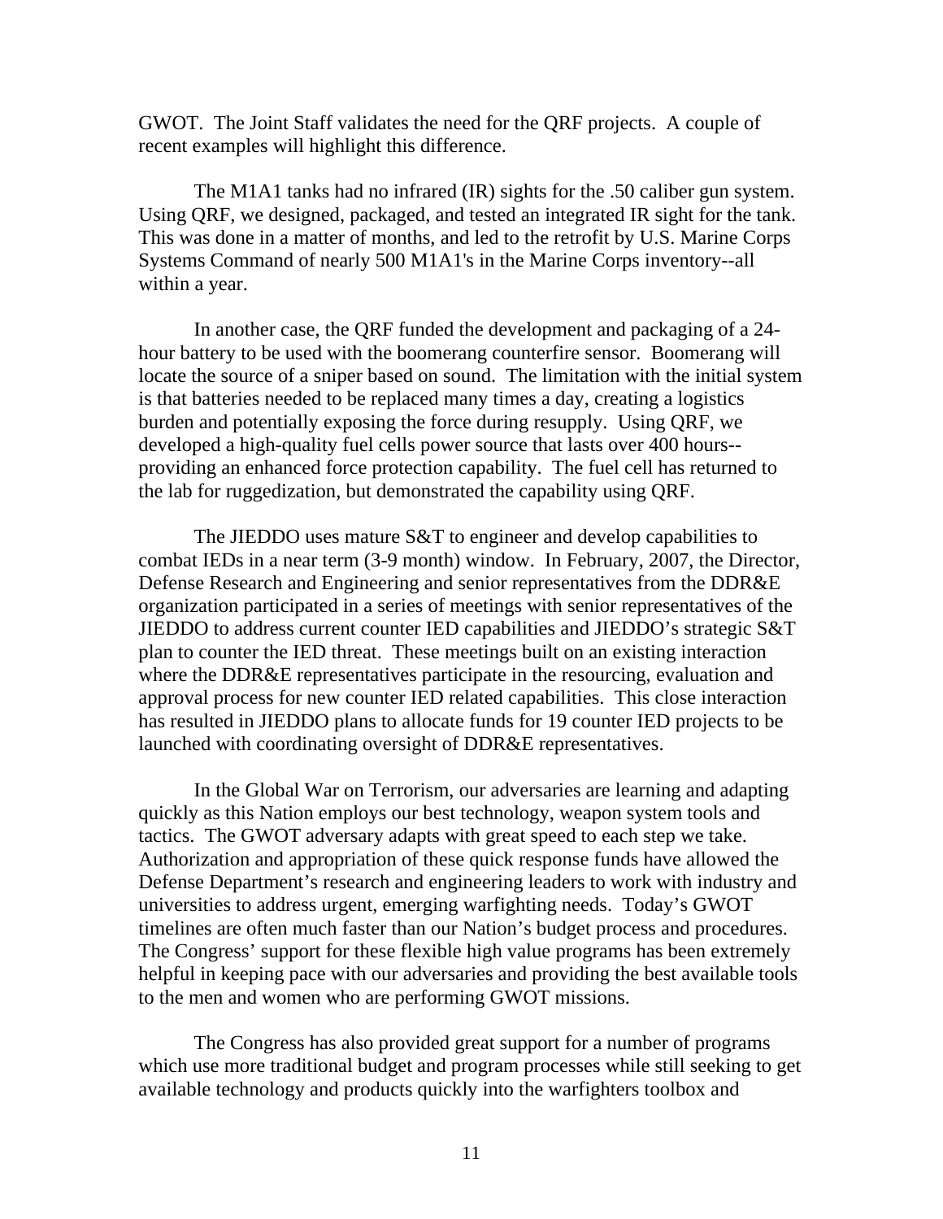GWOT. The Joint Staff validates the need for the QRF projects. A couple of recent examples will highlight this difference.

The M1A1 tanks had no infrared (IR) sights for the .50 caliber gun system. Using QRF, we designed, packaged, and tested an integrated IR sight for the tank. This was done in a matter of months, and led to the retrofit by U.S. Marine Corps Systems Command of nearly 500 M1A1's in the Marine Corps inventory--all within a year.

In another case, the QRF funded the development and packaging of a 24-hour battery to be used with the boomerang counterfire sensor. Boomerang will locate the source of a sniper based on sound. The limitation with the initial system is that batteries needed to be replaced many times a day, creating a logistics burden and potentially exposing the force during resupply. Using QRF, we developed a high-quality fuel cells power source that lasts over 400 hours--providing an enhanced force protection capability. The fuel cell has returned to the lab for ruggedization, but demonstrated the capability using QRF.

The JIEDDO uses mature S&T to engineer and develop capabilities to combat IEDs in a near term (3-9 month) window. In February, 2007, the Director, Defense Research and Engineering and senior representatives from the DDR&E organization participated in a series of meetings with senior representatives of the JIEDDO to address current counter IED capabilities and JIEDDO's strategic S&T plan to counter the IED threat. These meetings built on an existing interaction where the DDR&E representatives participate in the resourcing, evaluation and approval process for new counter IED related capabilities. This close interaction has resulted in JIEDDO plans to allocate funds for 19 counter IED projects to be launched with coordinating oversight of DDR&E representatives.

In the Global War on Terrorism, our adversaries are learning and adapting quickly as this Nation employs our best technology, weapon system tools and tactics. The GWOT adversary adapts with great speed to each step we take. Authorization and appropriation of these quick response funds have allowed the Defense Department's research and engineering leaders to work with industry and universities to address urgent, emerging warfighting needs. Today's GWOT timelines are often much faster than our Nation's budget process and procedures. The Congress' support for these flexible high value programs has been extremely helpful in keeping pace with our adversaries and providing the best available tools to the men and women who are performing GWOT missions.

The Congress has also provided great support for a number of programs which use more traditional budget and program processes while still seeking to get available technology and products quickly into the warfighters toolbox and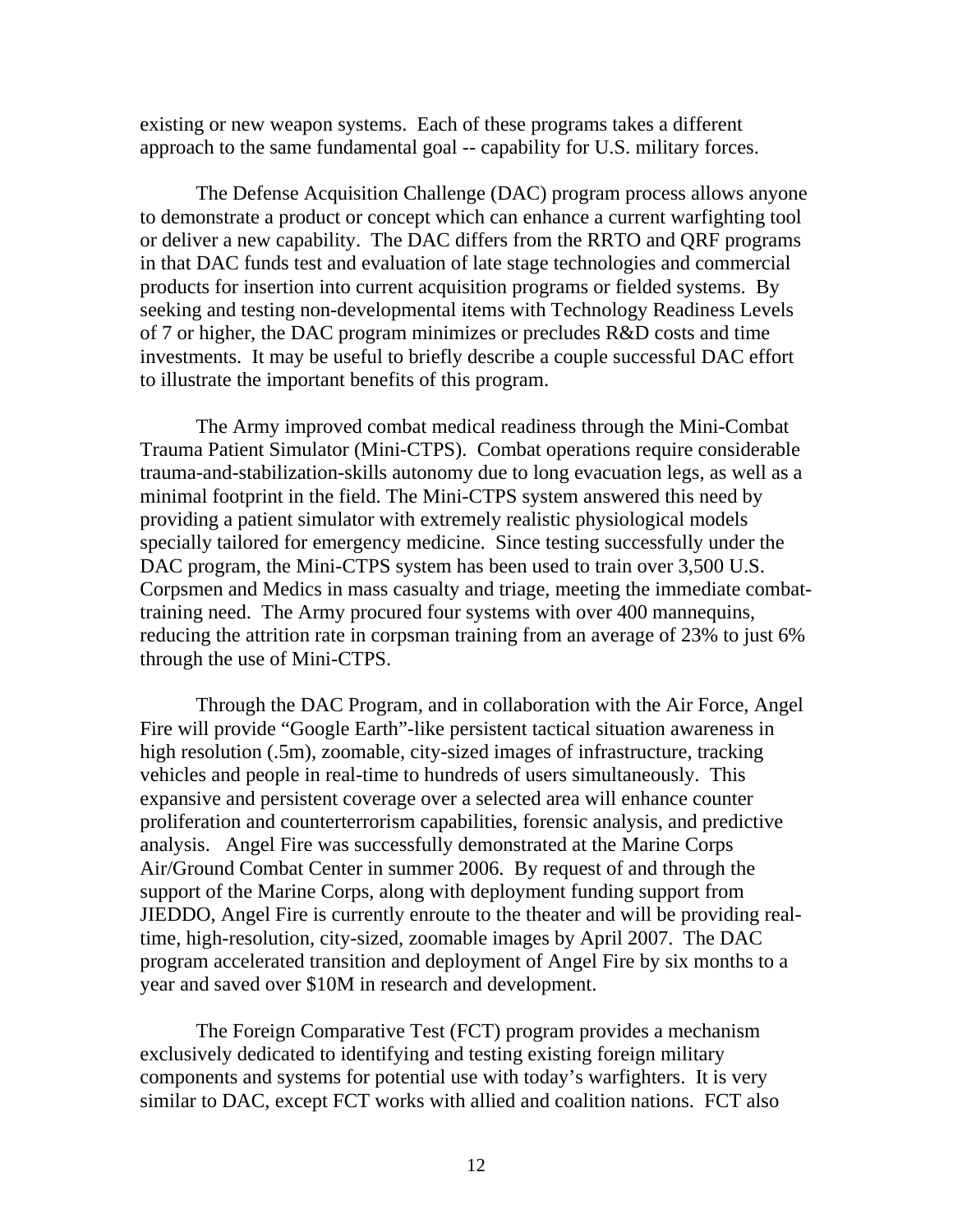existing or new weapon systems. Each of these programs takes a different approach to the same fundamental goal -- capability for U.S. military forces.

The Defense Acquisition Challenge (DAC) program process allows anyone to demonstrate a product or concept which can enhance a current warfighting tool or deliver a new capability. The DAC differs from the RRTO and QRF programs in that DAC funds test and evaluation of late stage technologies and commercial products for insertion into current acquisition programs or fielded systems. By seeking and testing non-developmental items with Technology Readiness Levels of 7 or higher, the DAC program minimizes or precludes R&D costs and time investments. It may be useful to briefly describe a couple successful DAC effort to illustrate the important benefits of this program.

The Army improved combat medical readiness through the Mini-Combat Trauma Patient Simulator (Mini-CTPS). Combat operations require considerable trauma-and-stabilization-skills autonomy due to long evacuation legs, as well as a minimal footprint in the field. The Mini-CTPS system answered this need by providing a patient simulator with extremely realistic physiological models specially tailored for emergency medicine. Since testing successfully under the DAC program, the Mini-CTPS system has been used to train over 3,500 U.S. Corpsmen and Medics in mass casualty and triage, meeting the immediate combat-training need. The Army procured four systems with over 400 mannequins, reducing the attrition rate in corpsman training from an average of 23% to just 6% through the use of Mini-CTPS.

Through the DAC Program, and in collaboration with the Air Force, Angel Fire will provide "Google Earth"-like persistent tactical situation awareness in high resolution (.5m), zoomable, city-sized images of infrastructure, tracking vehicles and people in real-time to hundreds of users simultaneously. This expansive and persistent coverage over a selected area will enhance counter proliferation and counterterrorism capabilities, forensic analysis, and predictive analysis. Angel Fire was successfully demonstrated at the Marine Corps Air/Ground Combat Center in summer 2006. By request of and through the support of the Marine Corps, along with deployment funding support from JIEDDO, Angel Fire is currently enroute to the theater and will be providing real-time, high-resolution, city-sized, zoomable images by April 2007. The DAC program accelerated transition and deployment of Angel Fire by six months to a year and saved over $10M in research and development.

The Foreign Comparative Test (FCT) program provides a mechanism exclusively dedicated to identifying and testing existing foreign military components and systems for potential use with today's warfighters. It is very similar to DAC, except FCT works with allied and coalition nations. FCT also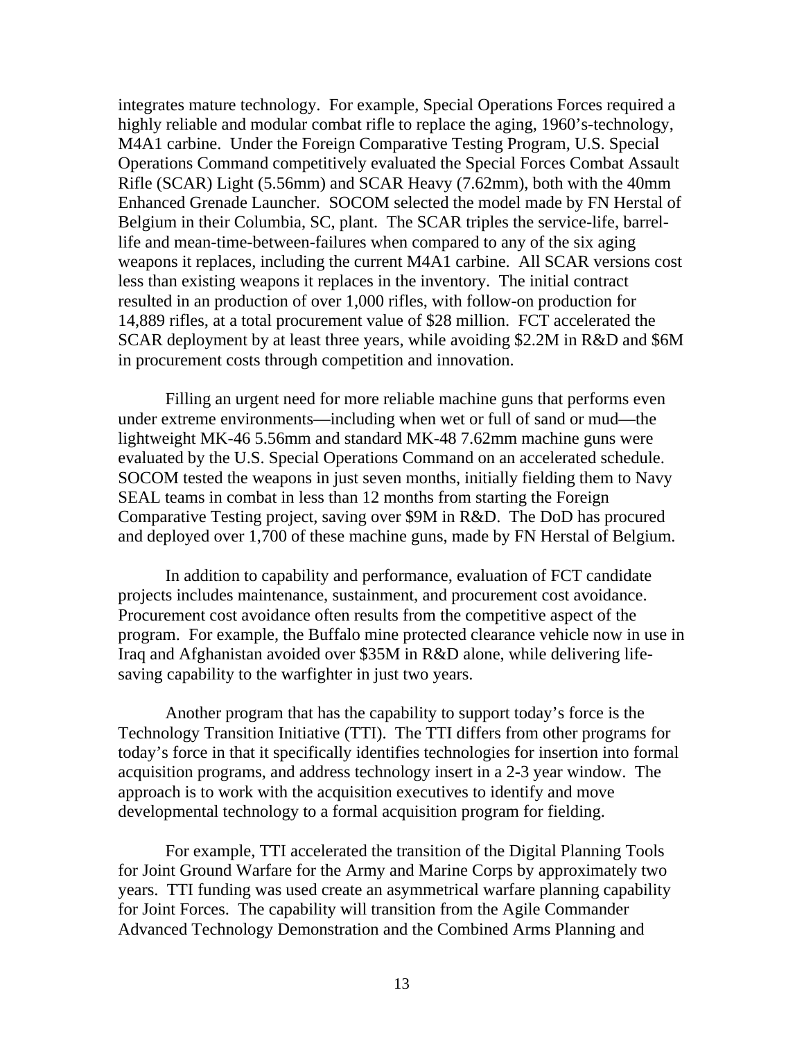integrates mature technology. For example, Special Operations Forces required a highly reliable and modular combat rifle to replace the aging, 1960's-technology, M4A1 carbine. Under the Foreign Comparative Testing Program, U.S. Special Operations Command competitively evaluated the Special Forces Combat Assault Rifle (SCAR) Light (5.56mm) and SCAR Heavy (7.62mm), both with the 40mm Enhanced Grenade Launcher. SOCOM selected the model made by FN Herstal of Belgium in their Columbia, SC, plant. The SCAR triples the service-life, barrel-life and mean-time-between-failures when compared to any of the six aging weapons it replaces, including the current M4A1 carbine. All SCAR versions cost less than existing weapons it replaces in the inventory. The initial contract resulted in an production of over 1,000 rifles, with follow-on production for 14,889 rifles, at a total procurement value of $28 million. FCT accelerated the SCAR deployment by at least three years, while avoiding $2.2M in R&D and $6M in procurement costs through competition and innovation.

Filling an urgent need for more reliable machine guns that performs even under extreme environments—including when wet or full of sand or mud—the lightweight MK-46 5.56mm and standard MK-48 7.62mm machine guns were evaluated by the U.S. Special Operations Command on an accelerated schedule. SOCOM tested the weapons in just seven months, initially fielding them to Navy SEAL teams in combat in less than 12 months from starting the Foreign Comparative Testing project, saving over $9M in R&D. The DoD has procured and deployed over 1,700 of these machine guns, made by FN Herstal of Belgium.

In addition to capability and performance, evaluation of FCT candidate projects includes maintenance, sustainment, and procurement cost avoidance. Procurement cost avoidance often results from the competitive aspect of the program. For example, the Buffalo mine protected clearance vehicle now in use in Iraq and Afghanistan avoided over $35M in R&D alone, while delivering life-saving capability to the warfighter in just two years.

Another program that has the capability to support today's force is the Technology Transition Initiative (TTI). The TTI differs from other programs for today's force in that it specifically identifies technologies for insertion into formal acquisition programs, and address technology insert in a 2-3 year window. The approach is to work with the acquisition executives to identify and move developmental technology to a formal acquisition program for fielding.

For example, TTI accelerated the transition of the Digital Planning Tools for Joint Ground Warfare for the Army and Marine Corps by approximately two years. TTI funding was used create an asymmetrical warfare planning capability for Joint Forces. The capability will transition from the Agile Commander Advanced Technology Demonstration and the Combined Arms Planning and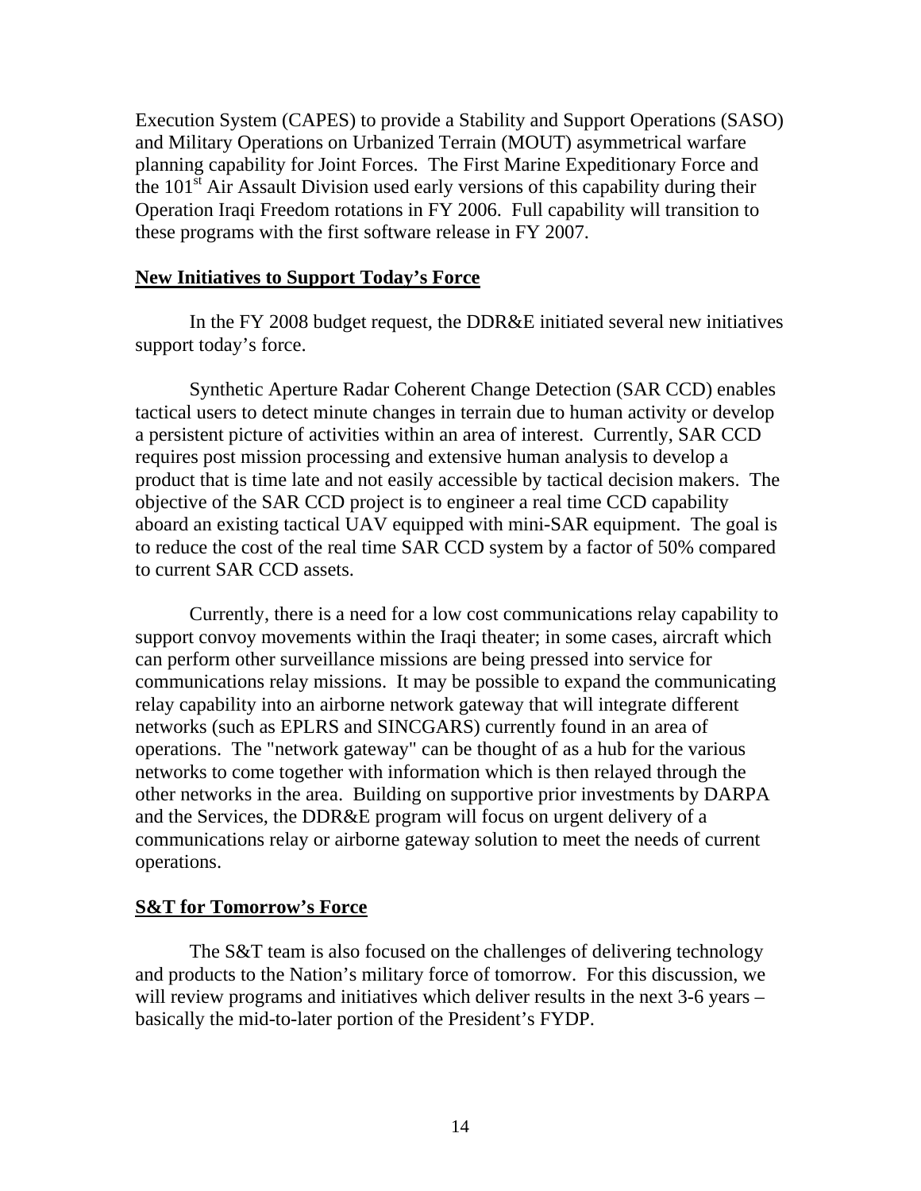Execution System (CAPES) to provide a Stability and Support Operations (SASO) and Military Operations on Urbanized Terrain (MOUT) asymmetrical warfare planning capability for Joint Forces. The First Marine Expeditionary Force and the 101st Air Assault Division used early versions of this capability during their Operation Iraqi Freedom rotations in FY 2006. Full capability will transition to these programs with the first software release in FY 2007.

**New Initiatives to Support Today's Force**

In the FY 2008 budget request, the DDR&E initiated several new initiatives support today's force.

Synthetic Aperture Radar Coherent Change Detection (SAR CCD) enables tactical users to detect minute changes in terrain due to human activity or develop a persistent picture of activities within an area of interest. Currently, SAR CCD requires post mission processing and extensive human analysis to develop a product that is time late and not easily accessible by tactical decision makers. The objective of the SAR CCD project is to engineer a real time CCD capability aboard an existing tactical UAV equipped with mini-SAR equipment. The goal is to reduce the cost of the real time SAR CCD system by a factor of 50% compared to current SAR CCD assets.

Currently, there is a need for a low cost communications relay capability to support convoy movements within the Iraqi theater; in some cases, aircraft which can perform other surveillance missions are being pressed into service for communications relay missions. It may be possible to expand the communicating relay capability into an airborne network gateway that will integrate different networks (such as EPLRS and SINCGARS) currently found in an area of operations. The "network gateway" can be thought of as a hub for the various networks to come together with information which is then relayed through the other networks in the area. Building on supportive prior investments by DARPA and the Services, the DDR&E program will focus on urgent delivery of a communications relay or airborne gateway solution to meet the needs of current operations.

**S&T for Tomorrow's Force**

The S&T team is also focused on the challenges of delivering technology and products to the Nation's military force of tomorrow. For this discussion, we will review programs and initiatives which deliver results in the next 3-6 years – basically the mid-to-later portion of the President's FYDP.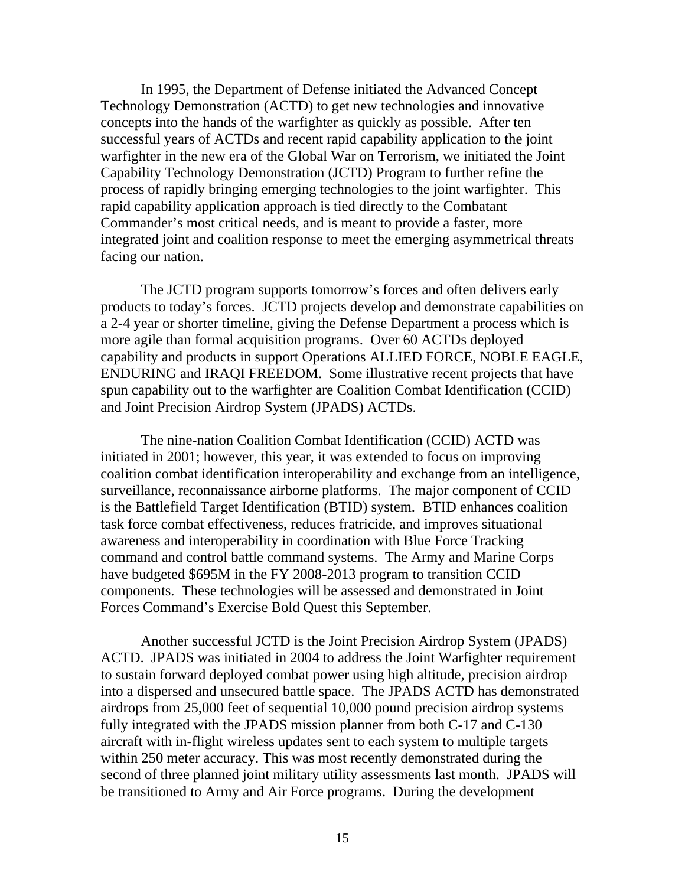In 1995, the Department of Defense initiated the Advanced Concept Technology Demonstration (ACTD) to get new technologies and innovative concepts into the hands of the warfighter as quickly as possible. After ten successful years of ACTDs and recent rapid capability application to the joint warfighter in the new era of the Global War on Terrorism, we initiated the Joint Capability Technology Demonstration (JCTD) Program to further refine the process of rapidly bringing emerging technologies to the joint warfighter. This rapid capability application approach is tied directly to the Combatant Commander's most critical needs, and is meant to provide a faster, more integrated joint and coalition response to meet the emerging asymmetrical threats facing our nation.

The JCTD program supports tomorrow's forces and often delivers early products to today's forces. JCTD projects develop and demonstrate capabilities on a 2-4 year or shorter timeline, giving the Defense Department a process which is more agile than formal acquisition programs. Over 60 ACTDs deployed capability and products in support Operations ALLIED FORCE, NOBLE EAGLE, ENDURING and IRAQI FREEDOM. Some illustrative recent projects that have spun capability out to the warfighter are Coalition Combat Identification (CCID) and Joint Precision Airdrop System (JPADS) ACTDs.

The nine-nation Coalition Combat Identification (CCID) ACTD was initiated in 2001; however, this year, it was extended to focus on improving coalition combat identification interoperability and exchange from an intelligence, surveillance, reconnaissance airborne platforms. The major component of CCID is the Battlefield Target Identification (BTID) system. BTID enhances coalition task force combat effectiveness, reduces fratricide, and improves situational awareness and interoperability in coordination with Blue Force Tracking command and control battle command systems. The Army and Marine Corps have budgeted $695M in the FY 2008-2013 program to transition CCID components. These technologies will be assessed and demonstrated in Joint Forces Command's Exercise Bold Quest this September.

Another successful JCTD is the Joint Precision Airdrop System (JPADS) ACTD. JPADS was initiated in 2004 to address the Joint Warfighter requirement to sustain forward deployed combat power using high altitude, precision airdrop into a dispersed and unsecured battle space. The JPADS ACTD has demonstrated airdrops from 25,000 feet of sequential 10,000 pound precision airdrop systems fully integrated with the JPADS mission planner from both C-17 and C-130 aircraft with in-flight wireless updates sent to each system to multiple targets within 250 meter accuracy. This was most recently demonstrated during the second of three planned joint military utility assessments last month. JPADS will be transitioned to Army and Air Force programs. During the development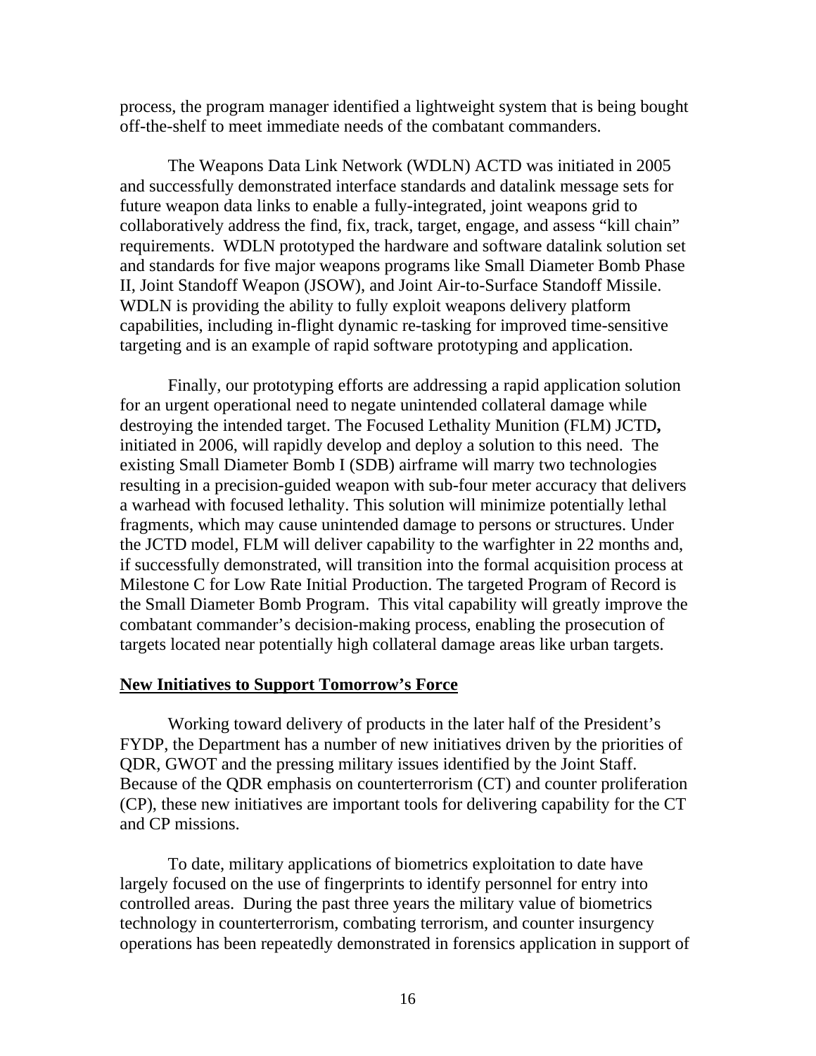process, the program manager identified a lightweight system that is being bought off-the-shelf to meet immediate needs of the combatant commanders.

The Weapons Data Link Network (WDLN) ACTD was initiated in 2005 and successfully demonstrated interface standards and datalink message sets for future weapon data links to enable a fully-integrated, joint weapons grid to collaboratively address the find, fix, track, target, engage, and assess "kill chain" requirements. WDLN prototyped the hardware and software datalink solution set and standards for five major weapons programs like Small Diameter Bomb Phase II, Joint Standoff Weapon (JSOW), and Joint Air-to-Surface Standoff Missile. WDLN is providing the ability to fully exploit weapons delivery platform capabilities, including in-flight dynamic re-tasking for improved time-sensitive targeting and is an example of rapid software prototyping and application.

Finally, our prototyping efforts are addressing a rapid application solution for an urgent operational need to negate unintended collateral damage while destroying the intended target. The Focused Lethality Munition (FLM) JCTD**,** initiated in 2006, will rapidly develop and deploy a solution to this need. The existing Small Diameter Bomb I (SDB) airframe will marry two technologies resulting in a precision-guided weapon with sub-four meter accuracy that delivers a warhead with focused lethality. This solution will minimize potentially lethal fragments, which may cause unintended damage to persons or structures. Under the JCTD model, FLM will deliver capability to the warfighter in 22 months and, if successfully demonstrated, will transition into the formal acquisition process at Milestone C for Low Rate Initial Production. The targeted Program of Record is the Small Diameter Bomb Program. This vital capability will greatly improve the combatant commander's decision-making process, enabling the prosecution of targets located near potentially high collateral damage areas like urban targets.

## New Initiatives to Support Tomorrow's Force

Working toward delivery of products in the later half of the President's FYDP, the Department has a number of new initiatives driven by the priorities of QDR, GWOT and the pressing military issues identified by the Joint Staff. Because of the QDR emphasis on counterterrorism (CT) and counter proliferation (CP), these new initiatives are important tools for delivering capability for the CT and CP missions.

To date, military applications of biometrics exploitation to date have largely focused on the use of fingerprints to identify personnel for entry into controlled areas. During the past three years the military value of biometrics technology in counterterrorism, combating terrorism, and counter insurgency operations has been repeatedly demonstrated in forensics application in support of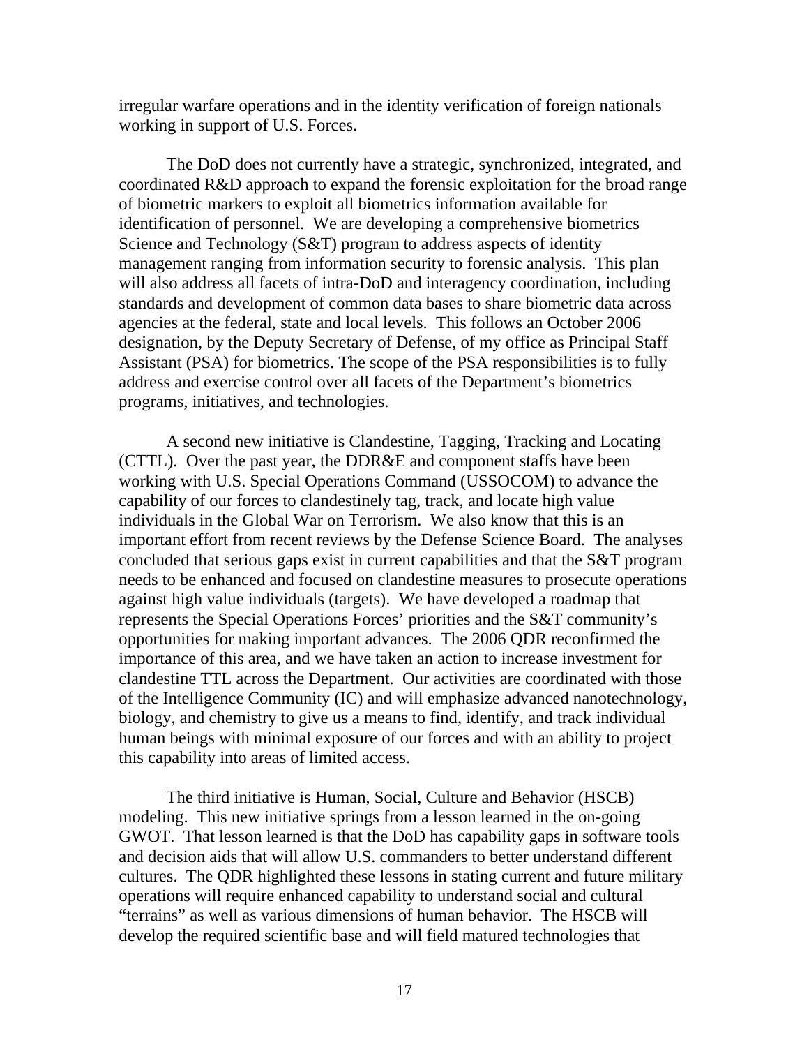irregular warfare operations and in the identity verification of foreign nationals working in support of U.S. Forces.

The DoD does not currently have a strategic, synchronized, integrated, and coordinated R&D approach to expand the forensic exploitation for the broad range of biometric markers to exploit all biometrics information available for identification of personnel. We are developing a comprehensive biometrics Science and Technology (S&T) program to address aspects of identity management ranging from information security to forensic analysis. This plan will also address all facets of intra-DoD and interagency coordination, including standards and development of common data bases to share biometric data across agencies at the federal, state and local levels. This follows an October 2006 designation, by the Deputy Secretary of Defense, of my office as Principal Staff Assistant (PSA) for biometrics. The scope of the PSA responsibilities is to fully address and exercise control over all facets of the Department's biometrics programs, initiatives, and technologies.

A second new initiative is Clandestine, Tagging, Tracking and Locating (CTTL). Over the past year, the DDR&E and component staffs have been working with U.S. Special Operations Command (USSOCOM) to advance the capability of our forces to clandestinely tag, track, and locate high value individuals in the Global War on Terrorism. We also know that this is an important effort from recent reviews by the Defense Science Board. The analyses concluded that serious gaps exist in current capabilities and that the S&T program needs to be enhanced and focused on clandestine measures to prosecute operations against high value individuals (targets). We have developed a roadmap that represents the Special Operations Forces' priorities and the S&T community's opportunities for making important advances. The 2006 QDR reconfirmed the importance of this area, and we have taken an action to increase investment for clandestine TTL across the Department. Our activities are coordinated with those of the Intelligence Community (IC) and will emphasize advanced nanotechnology, biology, and chemistry to give us a means to find, identify, and track individual human beings with minimal exposure of our forces and with an ability to project this capability into areas of limited access.

The third initiative is Human, Social, Culture and Behavior (HSCB) modeling. This new initiative springs from a lesson learned in the on-going GWOT. That lesson learned is that the DoD has capability gaps in software tools and decision aids that will allow U.S. commanders to better understand different cultures. The QDR highlighted these lessons in stating current and future military operations will require enhanced capability to understand social and cultural "terrains" as well as various dimensions of human behavior. The HSCB will develop the required scientific base and will field matured technologies that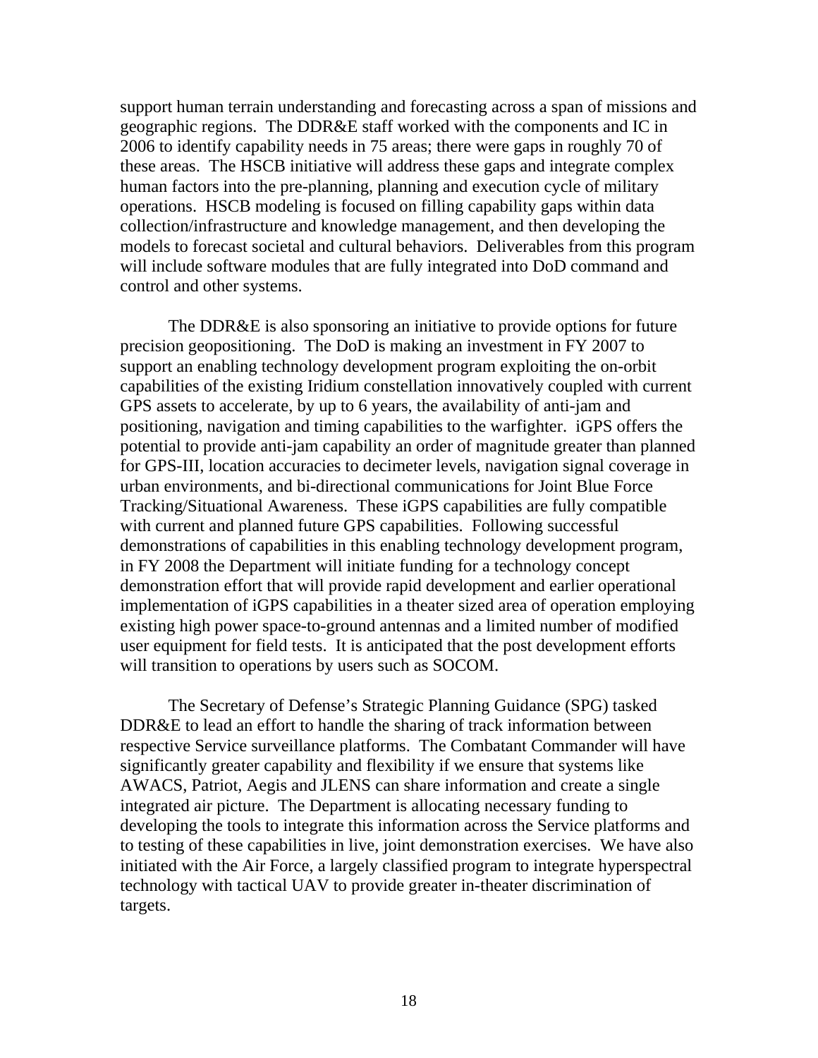support human terrain understanding and forecasting across a span of missions and geographic regions. The DDR&E staff worked with the components and IC in 2006 to identify capability needs in 75 areas; there were gaps in roughly 70 of these areas. The HSCB initiative will address these gaps and integrate complex human factors into the pre-planning, planning and execution cycle of military operations. HSCB modeling is focused on filling capability gaps within data collection/infrastructure and knowledge management, and then developing the models to forecast societal and cultural behaviors. Deliverables from this program will include software modules that are fully integrated into DoD command and control and other systems.

The DDR&E is also sponsoring an initiative to provide options for future precision geopositioning. The DoD is making an investment in FY 2007 to support an enabling technology development program exploiting the on-orbit capabilities of the existing Iridium constellation innovatively coupled with current GPS assets to accelerate, by up to 6 years, the availability of anti-jam and positioning, navigation and timing capabilities to the warfighter. iGPS offers the potential to provide anti-jam capability an order of magnitude greater than planned for GPS-III, location accuracies to decimeter levels, navigation signal coverage in urban environments, and bi-directional communications for Joint Blue Force Tracking/Situational Awareness. These iGPS capabilities are fully compatible with current and planned future GPS capabilities. Following successful demonstrations of capabilities in this enabling technology development program, in FY 2008 the Department will initiate funding for a technology concept demonstration effort that will provide rapid development and earlier operational implementation of iGPS capabilities in a theater sized area of operation employing existing high power space-to-ground antennas and a limited number of modified user equipment for field tests. It is anticipated that the post development efforts will transition to operations by users such as SOCOM.

The Secretary of Defense's Strategic Planning Guidance (SPG) tasked DDR&E to lead an effort to handle the sharing of track information between respective Service surveillance platforms. The Combatant Commander will have significantly greater capability and flexibility if we ensure that systems like AWACS, Patriot, Aegis and JLENS can share information and create a single integrated air picture. The Department is allocating necessary funding to developing the tools to integrate this information across the Service platforms and to testing of these capabilities in live, joint demonstration exercises. We have also initiated with the Air Force, a largely classified program to integrate hyperspectral technology with tactical UAV to provide greater in-theater discrimination of targets.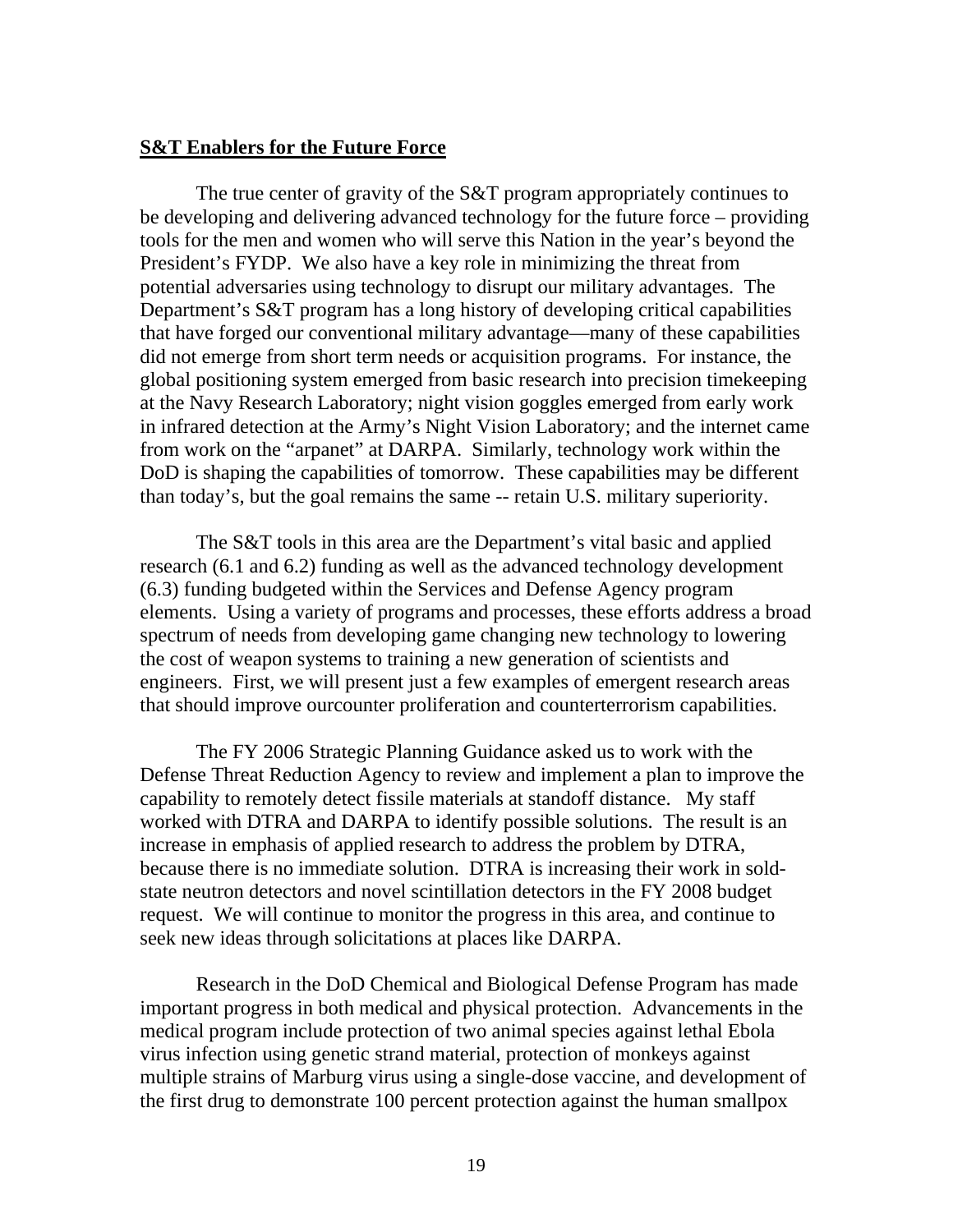**S&T Enablers for the Future Force**

The true center of gravity of the S&T program appropriately continues to be developing and delivering advanced technology for the future force – providing tools for the men and women who will serve this Nation in the year's beyond the President's FYDP. We also have a key role in minimizing the threat from potential adversaries using technology to disrupt our military advantages. The Department's S&T program has a long history of developing critical capabilities that have forged our conventional military advantage—many of these capabilities did not emerge from short term needs or acquisition programs. For instance, the global positioning system emerged from basic research into precision timekeeping at the Navy Research Laboratory; night vision goggles emerged from early work in infrared detection at the Army's Night Vision Laboratory; and the internet came from work on the "arpanet" at DARPA. Similarly, technology work within the DoD is shaping the capabilities of tomorrow. These capabilities may be different than today's, but the goal remains the same -- retain U.S. military superiority.

The S&T tools in this area are the Department's vital basic and applied research (6.1 and 6.2) funding as well as the advanced technology development (6.3) funding budgeted within the Services and Defense Agency program elements. Using a variety of programs and processes, these efforts address a broad spectrum of needs from developing game changing new technology to lowering the cost of weapon systems to training a new generation of scientists and engineers. First, we will present just a few examples of emergent research areas that should improve ourcounter proliferation and counterterrorism capabilities.

The FY 2006 Strategic Planning Guidance asked us to work with the Defense Threat Reduction Agency to review and implement a plan to improve the capability to remotely detect fissile materials at standoff distance. My staff worked with DTRA and DARPA to identify possible solutions. The result is an increase in emphasis of applied research to address the problem by DTRA, because there is no immediate solution. DTRA is increasing their work in sold-state neutron detectors and novel scintillation detectors in the FY 2008 budget request. We will continue to monitor the progress in this area, and continue to seek new ideas through solicitations at places like DARPA.

Research in the DoD Chemical and Biological Defense Program has made important progress in both medical and physical protection. Advancements in the medical program include protection of two animal species against lethal Ebola virus infection using genetic strand material, protection of monkeys against multiple strains of Marburg virus using a single-dose vaccine, and development of the first drug to demonstrate 100 percent protection against the human smallpox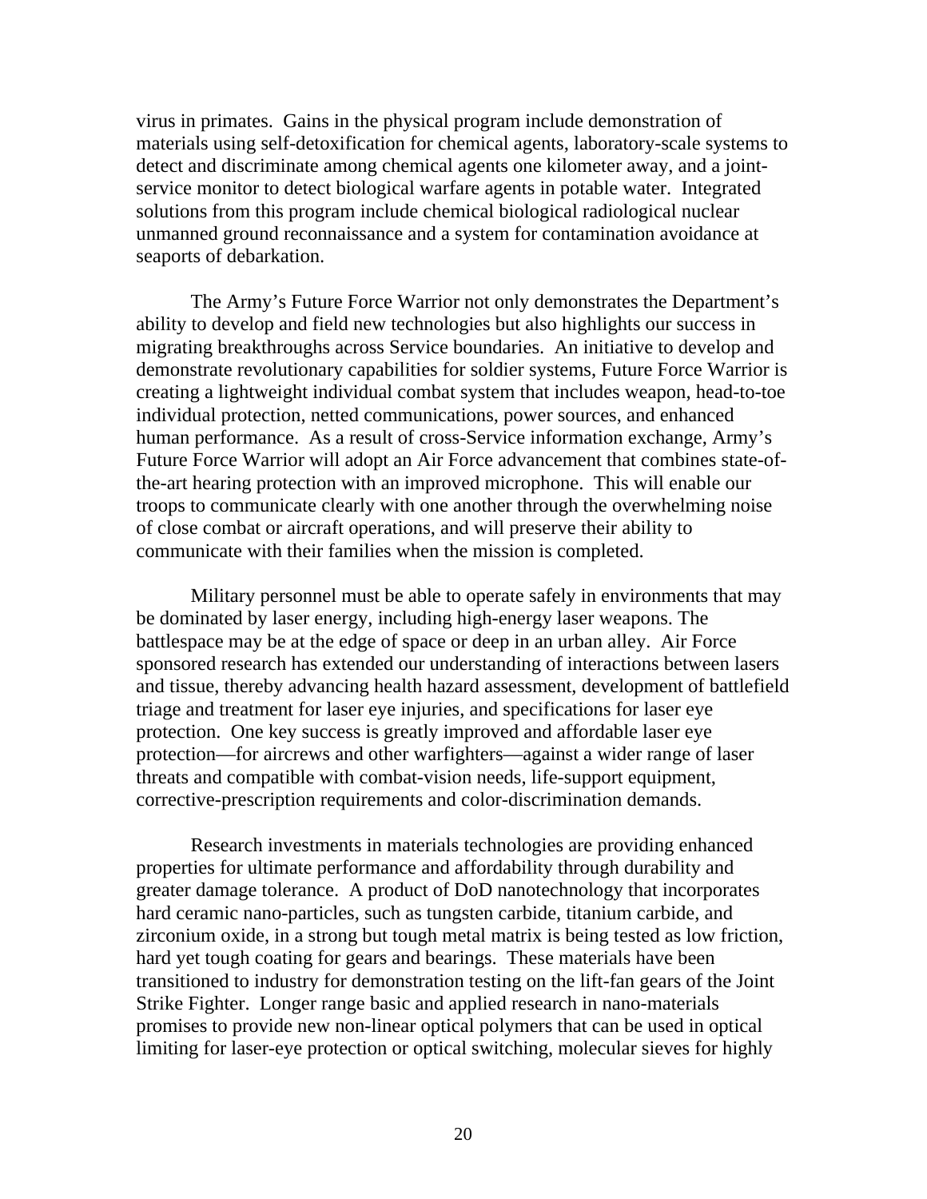virus in primates. Gains in the physical program include demonstration of materials using self-detoxification for chemical agents, laboratory-scale systems to detect and discriminate among chemical agents one kilometer away, and a joint-service monitor to detect biological warfare agents in potable water. Integrated solutions from this program include chemical biological radiological nuclear unmanned ground reconnaissance and a system for contamination avoidance at seaports of debarkation.

The Army's Future Force Warrior not only demonstrates the Department's ability to develop and field new technologies but also highlights our success in migrating breakthroughs across Service boundaries. An initiative to develop and demonstrate revolutionary capabilities for soldier systems, Future Force Warrior is creating a lightweight individual combat system that includes weapon, head-to-toe individual protection, netted communications, power sources, and enhanced human performance. As a result of cross-Service information exchange, Army's Future Force Warrior will adopt an Air Force advancement that combines state-of-the-art hearing protection with an improved microphone. This will enable our troops to communicate clearly with one another through the overwhelming noise of close combat or aircraft operations, and will preserve their ability to communicate with their families when the mission is completed.

Military personnel must be able to operate safely in environments that may be dominated by laser energy, including high-energy laser weapons. The battlespace may be at the edge of space or deep in an urban alley. Air Force sponsored research has extended our understanding of interactions between lasers and tissue, thereby advancing health hazard assessment, development of battlefield triage and treatment for laser eye injuries, and specifications for laser eye protection. One key success is greatly improved and affordable laser eye protection—for aircrews and other warfighters—against a wider range of laser threats and compatible with combat-vision needs, life-support equipment, corrective-prescription requirements and color-discrimination demands.

Research investments in materials technologies are providing enhanced properties for ultimate performance and affordability through durability and greater damage tolerance. A product of DoD nanotechnology that incorporates hard ceramic nano-particles, such as tungsten carbide, titanium carbide, and zirconium oxide, in a strong but tough metal matrix is being tested as low friction, hard yet tough coating for gears and bearings. These materials have been transitioned to industry for demonstration testing on the lift-fan gears of the Joint Strike Fighter. Longer range basic and applied research in nano-materials promises to provide new non-linear optical polymers that can be used in optical limiting for laser-eye protection or optical switching, molecular sieves for highly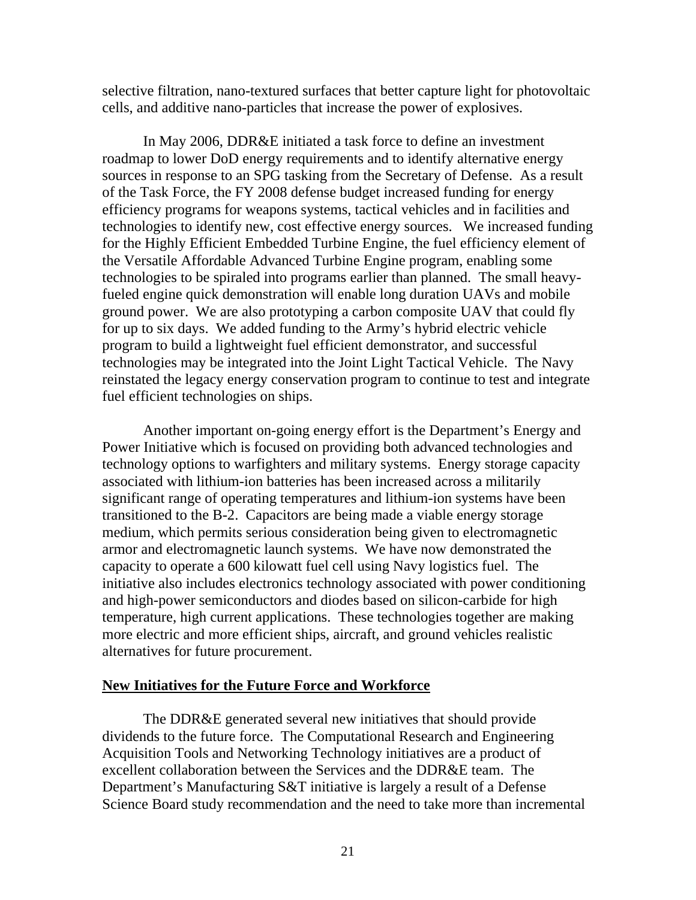selective filtration, nano-textured surfaces that better capture light for photovoltaic cells, and additive nano-particles that increase the power of explosives.

In May 2006, DDR&E initiated a task force to define an investment roadmap to lower DoD energy requirements and to identify alternative energy sources in response to an SPG tasking from the Secretary of Defense. As a result of the Task Force, the FY 2008 defense budget increased funding for energy efficiency programs for weapons systems, tactical vehicles and in facilities and technologies to identify new, cost effective energy sources. We increased funding for the Highly Efficient Embedded Turbine Engine, the fuel efficiency element of the Versatile Affordable Advanced Turbine Engine program, enabling some technologies to be spiraled into programs earlier than planned. The small heavy-fueled engine quick demonstration will enable long duration UAVs and mobile ground power. We are also prototyping a carbon composite UAV that could fly for up to six days. We added funding to the Army's hybrid electric vehicle program to build a lightweight fuel efficient demonstrator, and successful technologies may be integrated into the Joint Light Tactical Vehicle. The Navy reinstated the legacy energy conservation program to continue to test and integrate fuel efficient technologies on ships.

Another important on-going energy effort is the Department's Energy and Power Initiative which is focused on providing both advanced technologies and technology options to warfighters and military systems. Energy storage capacity associated with lithium-ion batteries has been increased across a militarily significant range of operating temperatures and lithium-ion systems have been transitioned to the B-2. Capacitors are being made a viable energy storage medium, which permits serious consideration being given to electromagnetic armor and electromagnetic launch systems. We have now demonstrated the capacity to operate a 600 kilowatt fuel cell using Navy logistics fuel. The initiative also includes electronics technology associated with power conditioning and high-power semiconductors and diodes based on silicon-carbide for high temperature, high current applications. These technologies together are making more electric and more efficient ships, aircraft, and ground vehicles realistic alternatives for future procurement.

**New Initiatives for the Future Force and Workforce**

The DDR&E generated several new initiatives that should provide dividends to the future force. The Computational Research and Engineering Acquisition Tools and Networking Technology initiatives are a product of excellent collaboration between the Services and the DDR&E team. The Department's Manufacturing S&T initiative is largely a result of a Defense Science Board study recommendation and the need to take more than incremental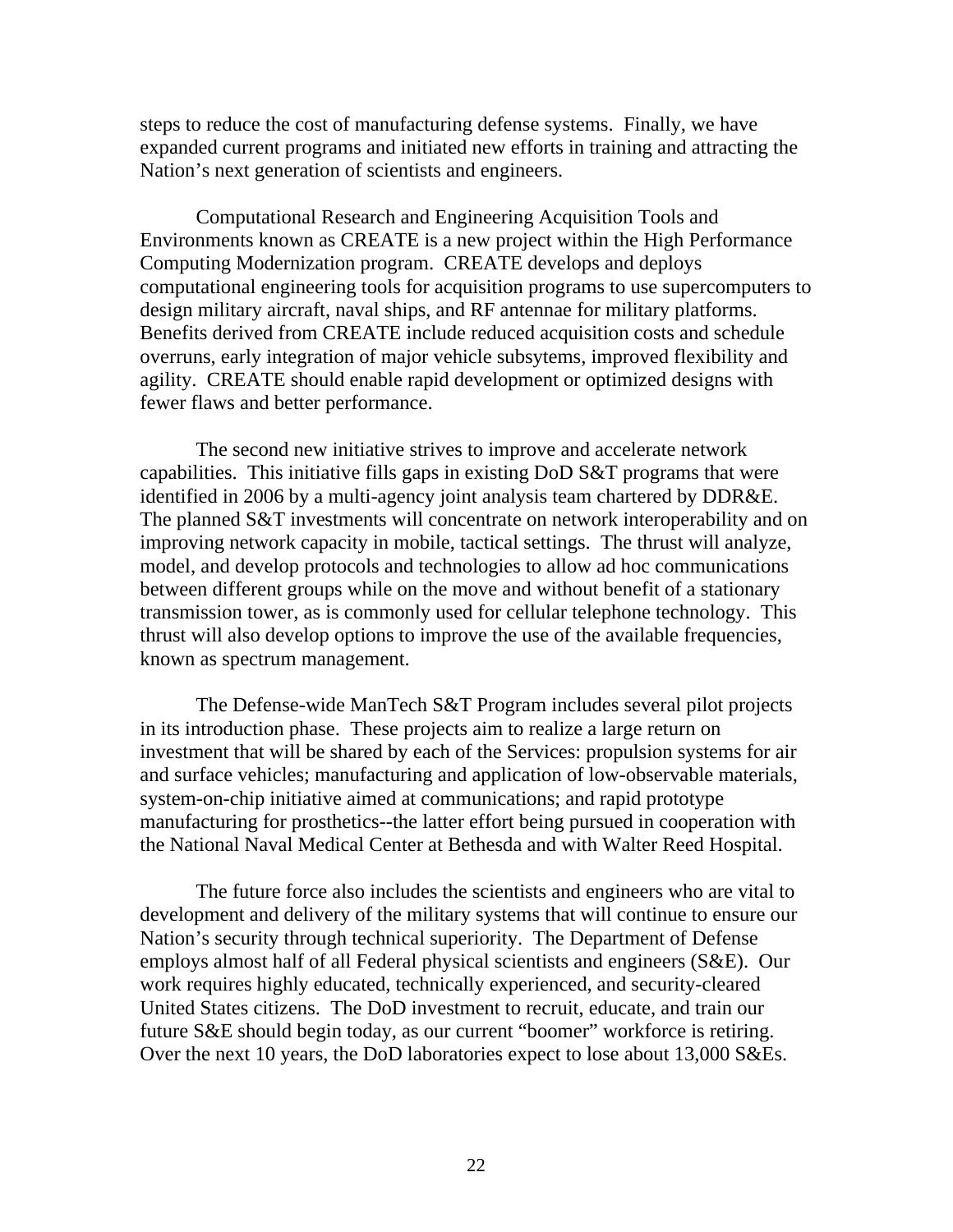steps to reduce the cost of manufacturing defense systems. Finally, we have expanded current programs and initiated new efforts in training and attracting the Nation's next generation of scientists and engineers.

Computational Research and Engineering Acquisition Tools and Environments known as CREATE is a new project within the High Performance Computing Modernization program. CREATE develops and deploys computational engineering tools for acquisition programs to use supercomputers to design military aircraft, naval ships, and RF antennae for military platforms. Benefits derived from CREATE include reduced acquisition costs and schedule overruns, early integration of major vehicle subsytems, improved flexibility and agility. CREATE should enable rapid development or optimized designs with fewer flaws and better performance.

The second new initiative strives to improve and accelerate network capabilities. This initiative fills gaps in existing DoD S&T programs that were identified in 2006 by a multi-agency joint analysis team chartered by DDR&E. The planned S&T investments will concentrate on network interoperability and on improving network capacity in mobile, tactical settings. The thrust will analyze, model, and develop protocols and technologies to allow ad hoc communications between different groups while on the move and without benefit of a stationary transmission tower, as is commonly used for cellular telephone technology. This thrust will also develop options to improve the use of the available frequencies, known as spectrum management.

The Defense-wide ManTech S&T Program includes several pilot projects in its introduction phase. These projects aim to realize a large return on investment that will be shared by each of the Services: propulsion systems for air and surface vehicles; manufacturing and application of low-observable materials, system-on-chip initiative aimed at communications; and rapid prototype manufacturing for prosthetics--the latter effort being pursued in cooperation with the National Naval Medical Center at Bethesda and with Walter Reed Hospital.

The future force also includes the scientists and engineers who are vital to development and delivery of the military systems that will continue to ensure our Nation's security through technical superiority. The Department of Defense employs almost half of all Federal physical scientists and engineers (S&E). Our work requires highly educated, technically experienced, and security-cleared United States citizens. The DoD investment to recruit, educate, and train our future S&E should begin today, as our current "boomer" workforce is retiring. Over the next 10 years, the DoD laboratories expect to lose about 13,000 S&Es.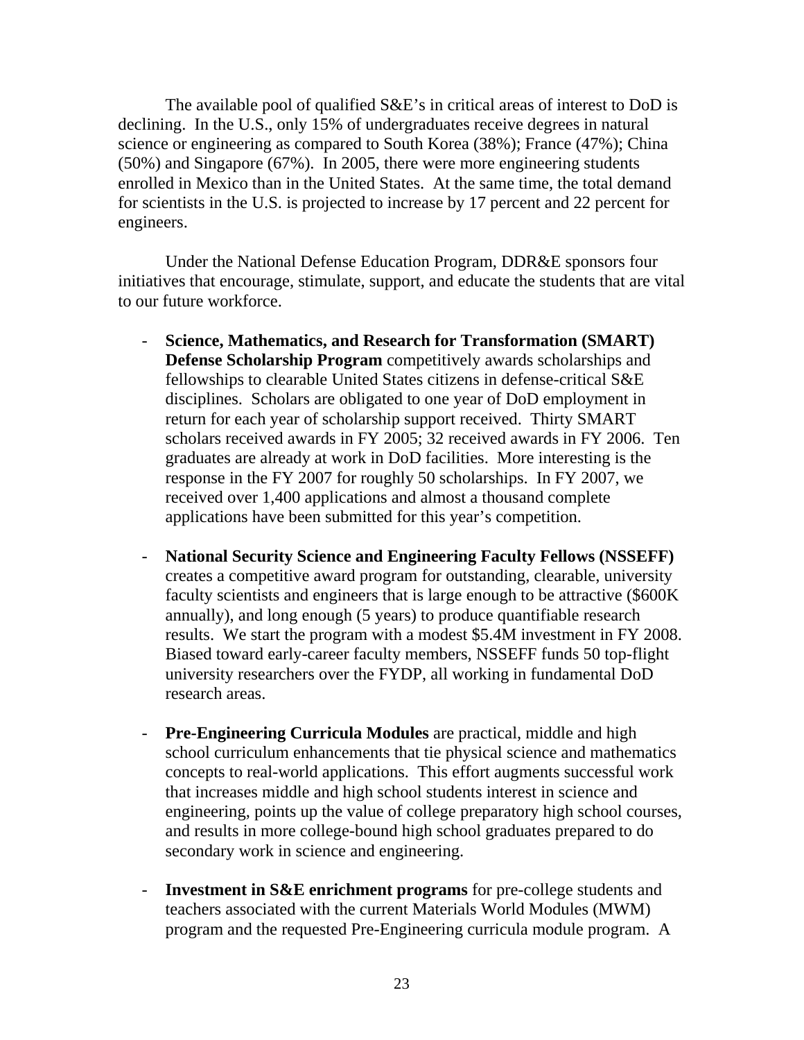The available pool of qualified S&E's in critical areas of interest to DoD is declining. In the U.S., only 15% of undergraduates receive degrees in natural science or engineering as compared to South Korea (38%); France (47%); China (50%) and Singapore (67%). In 2005, there were more engineering students enrolled in Mexico than in the United States. At the same time, the total demand for scientists in the U.S. is projected to increase by 17 percent and 22 percent for engineers.

Under the National Defense Education Program, DDR&E sponsors four initiatives that encourage, stimulate, support, and educate the students that are vital to our future workforce.

- **Science, Mathematics, and Research for Transformation (SMART) Defense Scholarship Program** competitively awards scholarships and fellowships to clearable United States citizens in defense-critical S&E disciplines. Scholars are obligated to one year of DoD employment in return for each year of scholarship support received. Thirty SMART scholars received awards in FY 2005; 32 received awards in FY 2006. Ten graduates are already at work in DoD facilities. More interesting is the response in the FY 2007 for roughly 50 scholarships. In FY 2007, we received over 1,400 applications and almost a thousand complete applications have been submitted for this year's competition.

- **National Security Science and Engineering Faculty Fellows (NSSEFF)** creates a competitive award program for outstanding, clearable, university faculty scientists and engineers that is large enough to be attractive ($600K annually), and long enough (5 years) to produce quantifiable research results. We start the program with a modest $5.4M investment in FY 2008. Biased toward early-career faculty members, NSSEFF funds 50 top-flight university researchers over the FYDP, all working in fundamental DoD research areas.

- **Pre-Engineering Curricula Modules** are practical, middle and high school curriculum enhancements that tie physical science and mathematics concepts to real-world applications. This effort augments successful work that increases middle and high school students interest in science and engineering, points up the value of college preparatory high school courses, and results in more college-bound high school graduates prepared to do secondary work in science and engineering.

- **Investment in S&E enrichment programs** for pre-college students and teachers associated with the current Materials World Modules (MWM) program and the requested Pre-Engineering curricula module program. A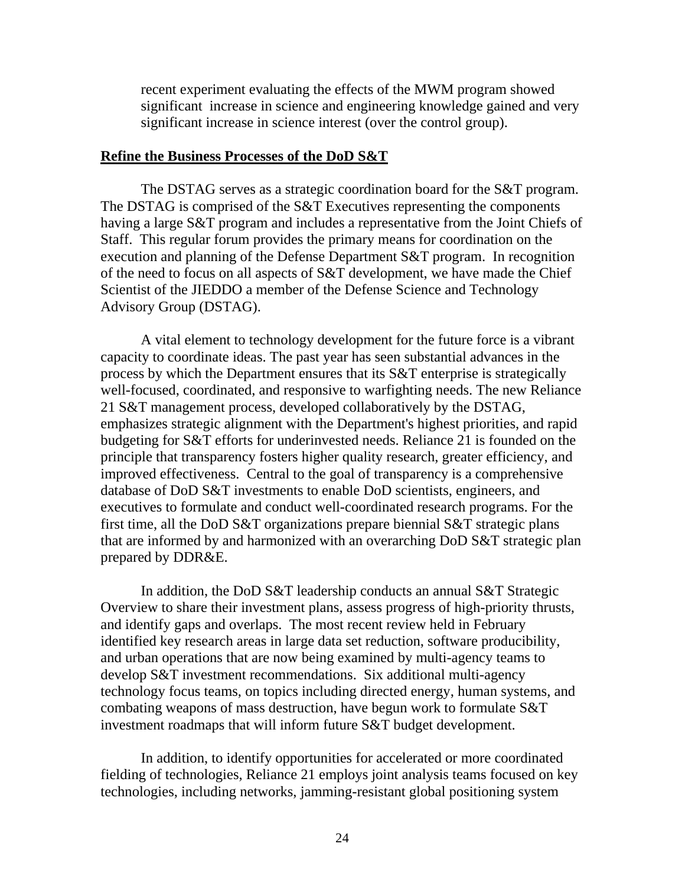recent experiment evaluating the effects of the MWM program showed significant increase in science and engineering knowledge gained and very significant increase in science interest (over the control group).

**Refine the Business Processes of the DoD S&T**

The DSTAG serves as a strategic coordination board for the S&T program. The DSTAG is comprised of the S&T Executives representing the components having a large S&T program and includes a representative from the Joint Chiefs of Staff. This regular forum provides the primary means for coordination on the execution and planning of the Defense Department S&T program. In recognition of the need to focus on all aspects of S&T development, we have made the Chief Scientist of the JIEDDO a member of the Defense Science and Technology Advisory Group (DSTAG).

A vital element to technology development for the future force is a vibrant capacity to coordinate ideas. The past year has seen substantial advances in the process by which the Department ensures that its S&T enterprise is strategically well-focused, coordinated, and responsive to warfighting needs. The new Reliance 21 S&T management process, developed collaboratively by the DSTAG, emphasizes strategic alignment with the Department's highest priorities, and rapid budgeting for S&T efforts for underinvested needs. Reliance 21 is founded on the principle that transparency fosters higher quality research, greater efficiency, and improved effectiveness. Central to the goal of transparency is a comprehensive database of DoD S&T investments to enable DoD scientists, engineers, and executives to formulate and conduct well-coordinated research programs. For the first time, all the DoD S&T organizations prepare biennial S&T strategic plans that are informed by and harmonized with an overarching DoD S&T strategic plan prepared by DDR&E.

In addition, the DoD S&T leadership conducts an annual S&T Strategic Overview to share their investment plans, assess progress of high-priority thrusts, and identify gaps and overlaps. The most recent review held in February identified key research areas in large data set reduction, software producibility, and urban operations that are now being examined by multi-agency teams to develop S&T investment recommendations. Six additional multi-agency technology focus teams, on topics including directed energy, human systems, and combating weapons of mass destruction, have begun work to formulate S&T investment roadmaps that will inform future S&T budget development.

In addition, to identify opportunities for accelerated or more coordinated fielding of technologies, Reliance 21 employs joint analysis teams focused on key technologies, including networks, jamming-resistant global positioning system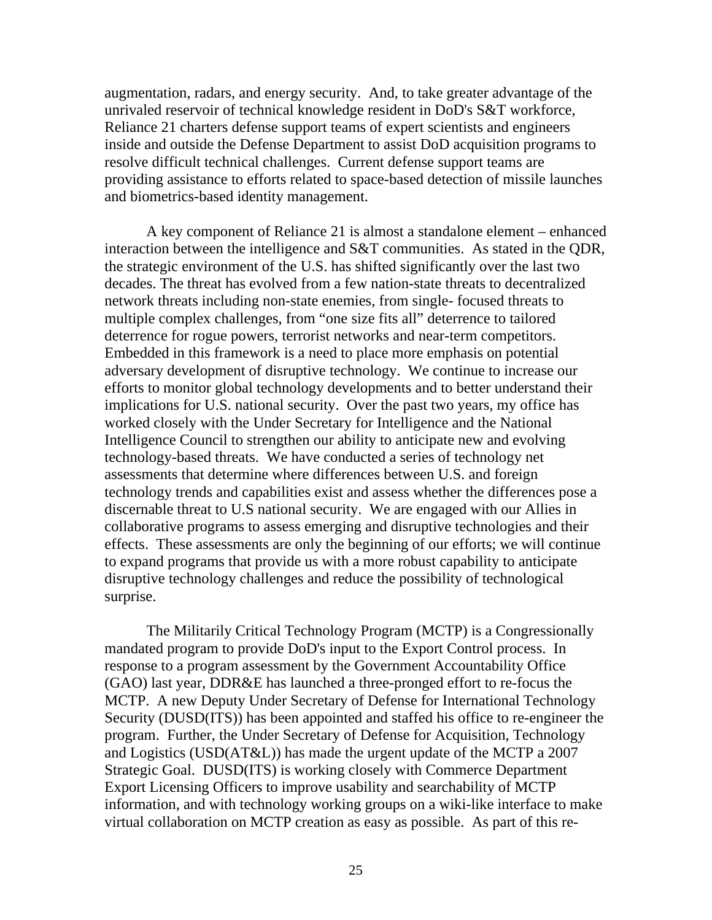augmentation, radars, and energy security. And, to take greater advantage of the unrivaled reservoir of technical knowledge resident in DoD's S&T workforce, Reliance 21 charters defense support teams of expert scientists and engineers inside and outside the Defense Department to assist DoD acquisition programs to resolve difficult technical challenges. Current defense support teams are providing assistance to efforts related to space-based detection of missile launches and biometrics-based identity management.

A key component of Reliance 21 is almost a standalone element – enhanced interaction between the intelligence and S&T communities. As stated in the QDR, the strategic environment of the U.S. has shifted significantly over the last two decades. The threat has evolved from a few nation-state threats to decentralized network threats including non-state enemies, from single- focused threats to multiple complex challenges, from "one size fits all" deterrence to tailored deterrence for rogue powers, terrorist networks and near-term competitors. Embedded in this framework is a need to place more emphasis on potential adversary development of disruptive technology. We continue to increase our efforts to monitor global technology developments and to better understand their implications for U.S. national security. Over the past two years, my office has worked closely with the Under Secretary for Intelligence and the National Intelligence Council to strengthen our ability to anticipate new and evolving technology-based threats. We have conducted a series of technology net assessments that determine where differences between U.S. and foreign technology trends and capabilities exist and assess whether the differences pose a discernable threat to U.S national security. We are engaged with our Allies in collaborative programs to assess emerging and disruptive technologies and their effects. These assessments are only the beginning of our efforts; we will continue to expand programs that provide us with a more robust capability to anticipate disruptive technology challenges and reduce the possibility of technological surprise.

The Militarily Critical Technology Program (MCTP) is a Congressionally mandated program to provide DoD's input to the Export Control process. In response to a program assessment by the Government Accountability Office (GAO) last year, DDR&E has launched a three-pronged effort to re-focus the MCTP. A new Deputy Under Secretary of Defense for International Technology Security (DUSD(ITS)) has been appointed and staffed his office to re-engineer the program. Further, the Under Secretary of Defense for Acquisition, Technology and Logistics (USD(AT&L)) has made the urgent update of the MCTP a 2007 Strategic Goal. DUSD(ITS) is working closely with Commerce Department Export Licensing Officers to improve usability and searchability of MCTP information, and with technology working groups on a wiki-like interface to make virtual collaboration on MCTP creation as easy as possible. As part of this re-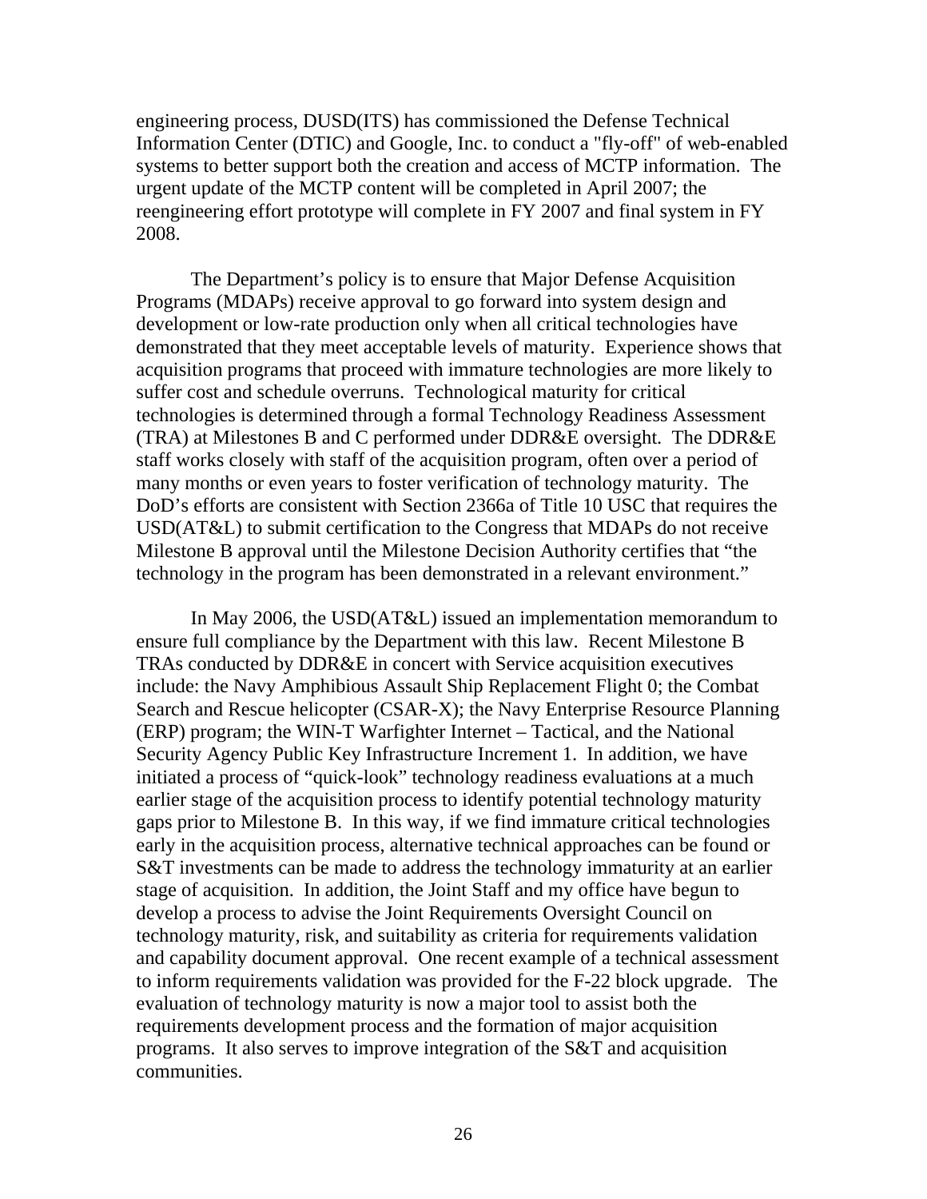engineering process, DUSD(ITS) has commissioned the Defense Technical Information Center (DTIC) and Google, Inc. to conduct a "fly-off" of web-enabled systems to better support both the creation and access of MCTP information. The urgent update of the MCTP content will be completed in April 2007; the reengineering effort prototype will complete in FY 2007 and final system in FY 2008.

The Department's policy is to ensure that Major Defense Acquisition Programs (MDAPs) receive approval to go forward into system design and development or low-rate production only when all critical technologies have demonstrated that they meet acceptable levels of maturity. Experience shows that acquisition programs that proceed with immature technologies are more likely to suffer cost and schedule overruns. Technological maturity for critical technologies is determined through a formal Technology Readiness Assessment (TRA) at Milestones B and C performed under DDR&E oversight. The DDR&E staff works closely with staff of the acquisition program, often over a period of many months or even years to foster verification of technology maturity. The DoD's efforts are consistent with Section 2366a of Title 10 USC that requires the USD(AT&L) to submit certification to the Congress that MDAPs do not receive Milestone B approval until the Milestone Decision Authority certifies that "the technology in the program has been demonstrated in a relevant environment."

In May 2006, the USD(AT&L) issued an implementation memorandum to ensure full compliance by the Department with this law. Recent Milestone B TRAs conducted by DDR&E in concert with Service acquisition executives include: the Navy Amphibious Assault Ship Replacement Flight 0; the Combat Search and Rescue helicopter (CSAR-X); the Navy Enterprise Resource Planning (ERP) program; the WIN-T Warfighter Internet – Tactical, and the National Security Agency Public Key Infrastructure Increment 1. In addition, we have initiated a process of "quick-look" technology readiness evaluations at a much earlier stage of the acquisition process to identify potential technology maturity gaps prior to Milestone B. In this way, if we find immature critical technologies early in the acquisition process, alternative technical approaches can be found or S&T investments can be made to address the technology immaturity at an earlier stage of acquisition. In addition, the Joint Staff and my office have begun to develop a process to advise the Joint Requirements Oversight Council on technology maturity, risk, and suitability as criteria for requirements validation and capability document approval. One recent example of a technical assessment to inform requirements validation was provided for the F-22 block upgrade. The evaluation of technology maturity is now a major tool to assist both the requirements development process and the formation of major acquisition programs. It also serves to improve integration of the S&T and acquisition communities.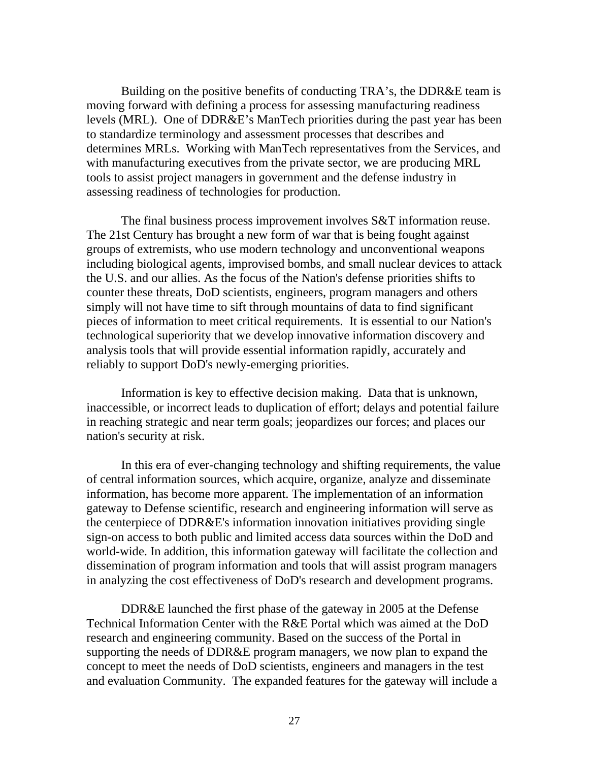Building on the positive benefits of conducting TRA's, the DDR&E team is moving forward with defining a process for assessing manufacturing readiness levels (MRL). One of DDR&E's ManTech priorities during the past year has been to standardize terminology and assessment processes that describes and determines MRLs. Working with ManTech representatives from the Services, and with manufacturing executives from the private sector, we are producing MRL tools to assist project managers in government and the defense industry in assessing readiness of technologies for production.

The final business process improvement involves S&T information reuse. The 21st Century has brought a new form of war that is being fought against groups of extremists, who use modern technology and unconventional weapons including biological agents, improvised bombs, and small nuclear devices to attack the U.S. and our allies. As the focus of the Nation's defense priorities shifts to counter these threats, DoD scientists, engineers, program managers and others simply will not have time to sift through mountains of data to find significant pieces of information to meet critical requirements. It is essential to our Nation's technological superiority that we develop innovative information discovery and analysis tools that will provide essential information rapidly, accurately and reliably to support DoD's newly-emerging priorities.

Information is key to effective decision making. Data that is unknown, inaccessible, or incorrect leads to duplication of effort; delays and potential failure in reaching strategic and near term goals; jeopardizes our forces; and places our nation's security at risk.

In this era of ever-changing technology and shifting requirements, the value of central information sources, which acquire, organize, analyze and disseminate information, has become more apparent. The implementation of an information gateway to Defense scientific, research and engineering information will serve as the centerpiece of DDR&E's information innovation initiatives providing single sign-on access to both public and limited access data sources within the DoD and world-wide. In addition, this information gateway will facilitate the collection and dissemination of program information and tools that will assist program managers in analyzing the cost effectiveness of DoD's research and development programs.

DDR&E launched the first phase of the gateway in 2005 at the Defense Technical Information Center with the R&E Portal which was aimed at the DoD research and engineering community. Based on the success of the Portal in supporting the needs of DDR&E program managers, we now plan to expand the concept to meet the needs of DoD scientists, engineers and managers in the test and evaluation Community. The expanded features for the gateway will include a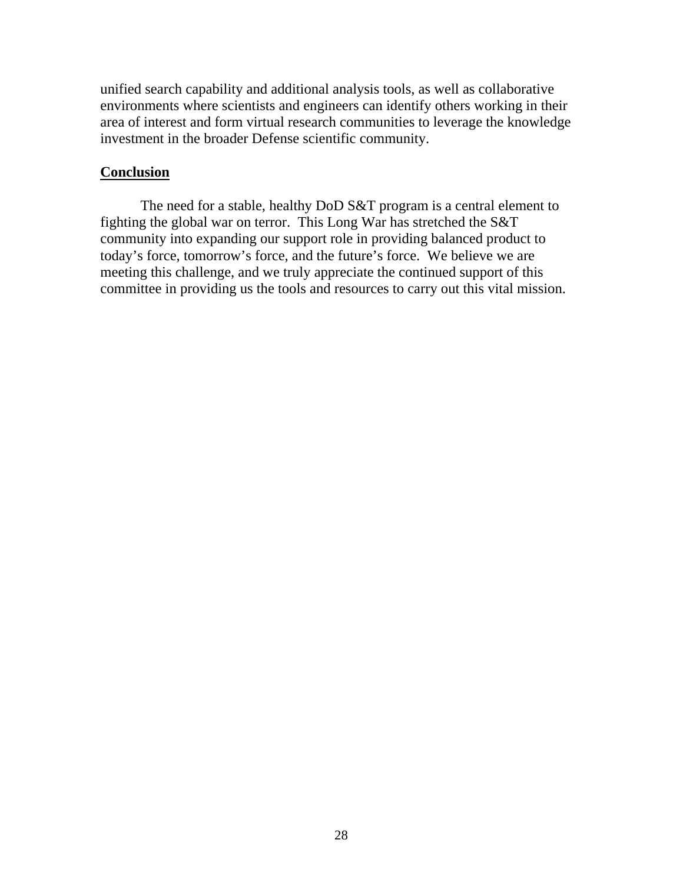unified search capability and additional analysis tools, as well as collaborative environments where scientists and engineers can identify others working in their area of interest and form virtual research communities to leverage the knowledge investment in the broader Defense scientific community.

## Conclusion

The need for a stable, healthy DoD S&T program is a central element to fighting the global war on terror. This Long War has stretched the S&T community into expanding our support role in providing balanced product to today's force, tomorrow's force, and the future's force. We believe we are meeting this challenge, and we truly appreciate the continued support of this committee in providing us the tools and resources to carry out this vital mission.